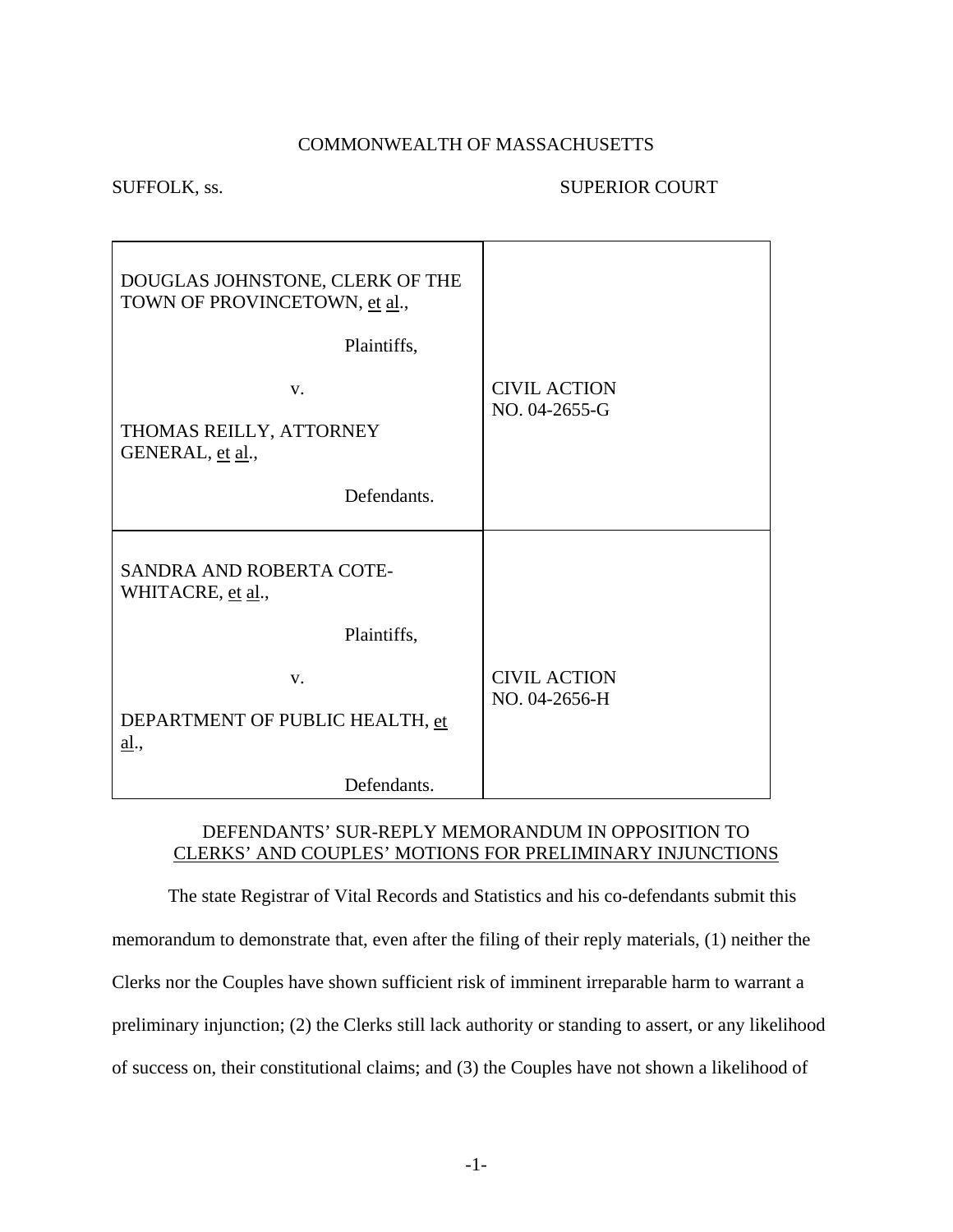COMMONWEALTH OF MASSACHUSETTS

SUFFOLK, ss. SUPERIOR COURT

| | |
|---|---|
| DOUGLAS JOHNSTONE, CLERK OF THE TOWN OF PROVINCETOWN, et al., Plaintiffs, v. THOMAS REILLY, ATTORNEY GENERAL, et al., Defendants. | CIVIL ACTION NO. 04-2655-G |
| SANDRA AND ROBERTA COTE-WHITACRE, et al., Plaintiffs, v. DEPARTMENT OF PUBLIC HEALTH, et al., Defendants. | CIVIL ACTION NO. 04-2656-H |

DEFENDANTS' SUR-REPLY MEMORANDUM IN OPPOSITION TO CLERKS' AND COUPLES' MOTIONS FOR PRELIMINARY INJUNCTIONS

The state Registrar of Vital Records and Statistics and his co-defendants submit this memorandum to demonstrate that, even after the filing of their reply materials, (1) neither the Clerks nor the Couples have shown sufficient risk of imminent irreparable harm to warrant a preliminary injunction; (2) the Clerks still lack authority or standing to assert, or any likelihood of success on, their constitutional claims; and (3) the Couples have not shown a likelihood of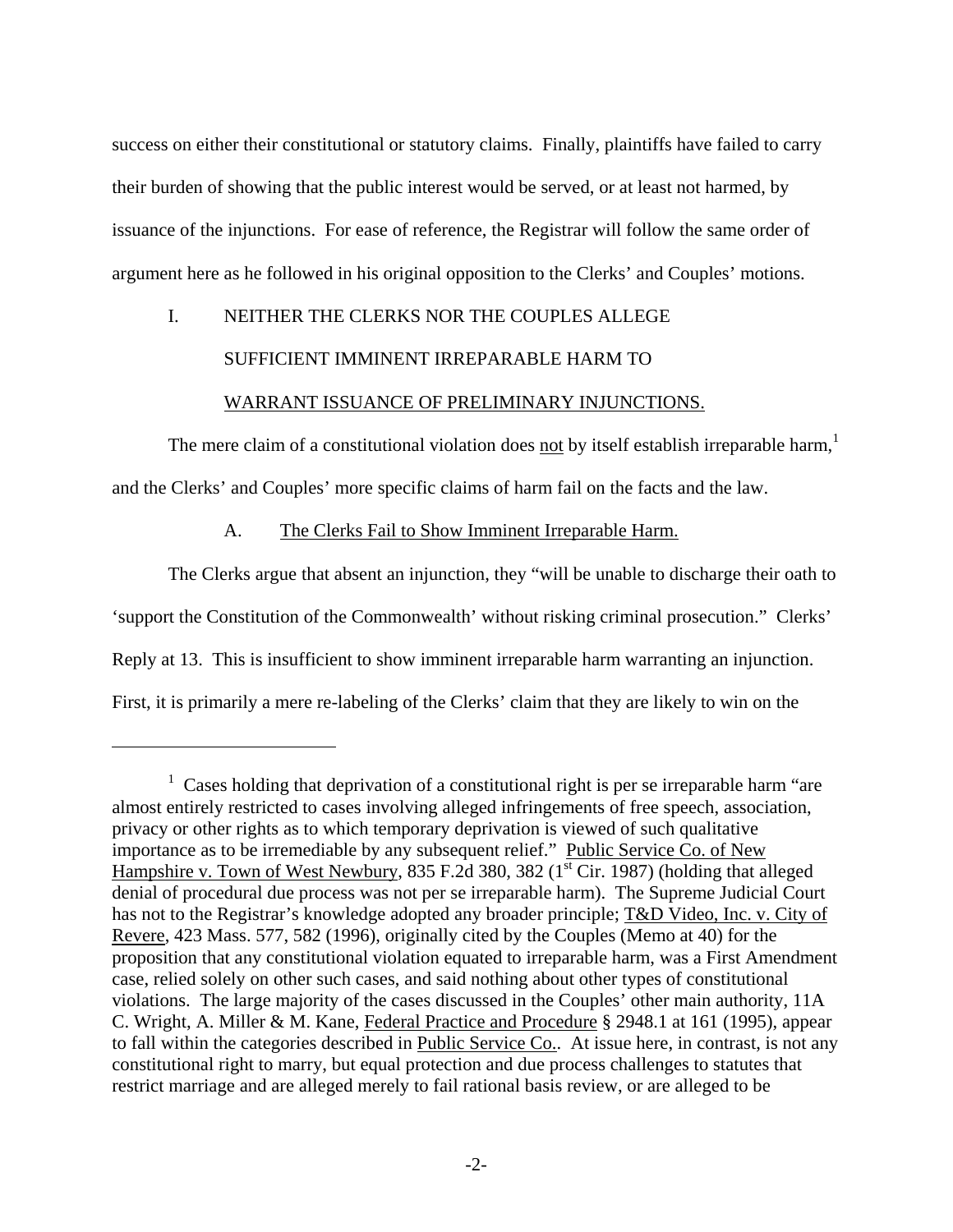success on either their constitutional or statutory claims. Finally, plaintiffs have failed to carry their burden of showing that the public interest would be served, or at least not harmed, by issuance of the injunctions. For ease of reference, the Registrar will follow the same order of argument here as he followed in his original opposition to the Clerks' and Couples' motions.

## I. NEITHER THE CLERKS NOR THE COUPLES ALLEGE SUFFICIENT IMMINENT IRREPARABLE HARM TO WARRANT ISSUANCE OF PRELIMINARY INJUNCTIONS.

The mere claim of a constitutional violation does not by itself establish irreparable harm,[1] and the Clerks' and Couples' more specific claims of harm fail on the facts and the law.

### A. The Clerks Fail to Show Imminent Irreparable Harm.

The Clerks argue that absent an injunction, they "will be unable to discharge their oath to 'support the Constitution of the Commonwealth' without risking criminal prosecution." Clerks' Reply at 13. This is insufficient to show imminent irreparable harm warranting an injunction. First, it is primarily a mere re-labeling of the Clerks' claim that they are likely to win on the

---

[1] Cases holding that deprivation of a constitutional right is per se irreparable harm "are almost entirely restricted to cases involving alleged infringements of free speech, association, privacy or other rights as to which temporary deprivation is viewed of such qualitative importance as to be irremediable by any subsequent relief." Public Service Co. of New Hampshire v. Town of West Newbury, 835 F.2d 380, 382 (1st Cir. 1987) (holding that alleged denial of procedural due process was not per se irreparable harm). The Supreme Judicial Court has not to the Registrar's knowledge adopted any broader principle; T&D Video, Inc. v. City of Revere, 423 Mass. 577, 582 (1996), originally cited by the Couples (Memo at 40) for the proposition that any constitutional violation equated to irreparable harm, was a First Amendment case, relied solely on other such cases, and said nothing about other types of constitutional violations. The large majority of the cases discussed in the Couples' other main authority, 11A C. Wright, A. Miller & M. Kane, Federal Practice and Procedure § 2948.1 at 161 (1995), appear to fall within the categories described in Public Service Co.. At issue here, in contrast, is not any constitutional right to marry, but equal protection and due process challenges to statutes that restrict marriage and are alleged merely to fail rational basis review, or are alleged to be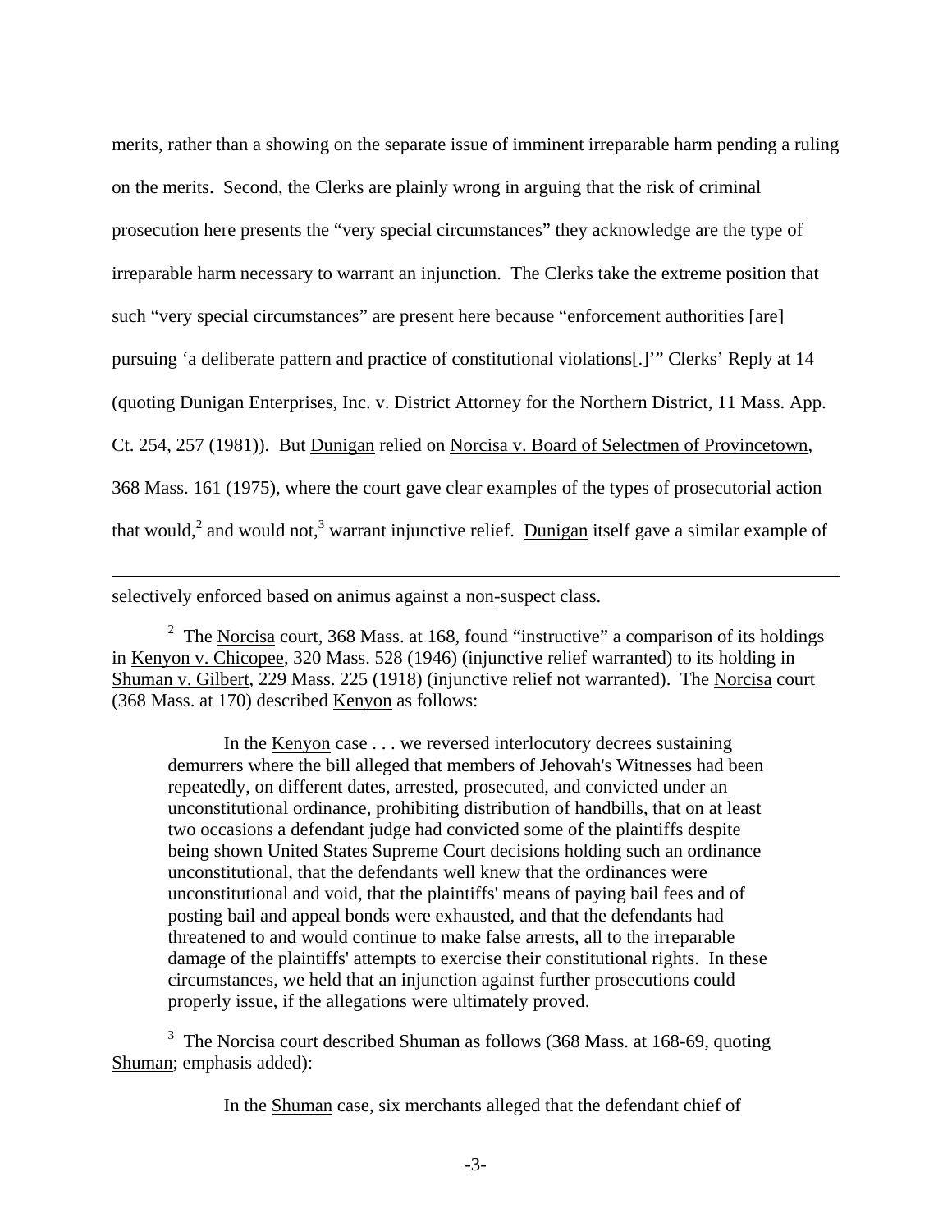merits, rather than a showing on the separate issue of imminent irreparable harm pending a ruling on the merits. Second, the Clerks are plainly wrong in arguing that the risk of criminal prosecution here presents the "very special circumstances" they acknowledge are the type of irreparable harm necessary to warrant an injunction. The Clerks take the extreme position that such "very special circumstances" are present here because "enforcement authorities [are] pursuing 'a deliberate pattern and practice of constitutional violations[.]'" Clerks' Reply at 14 (quoting Dunigan Enterprises, Inc. v. District Attorney for the Northern District, 11 Mass. App. Ct. 254, 257 (1981)). But Dunigan relied on Norcisa v. Board of Selectmen of Provincetown, 368 Mass. 161 (1975), where the court gave clear examples of the types of prosecutorial action that would,[2] and would not,[3] warrant injunctive relief. Dunigan itself gave a similar example of

---

selectively enforced based on animus against a non-suspect class.

[2] The Norcisa court, 368 Mass. at 168, found "instructive" a comparison of its holdings in Kenyon v. Chicopee, 320 Mass. 528 (1946) (injunctive relief warranted) to its holding in Shuman v. Gilbert, 229 Mass. 225 (1918) (injunctive relief not warranted). The Norcisa court (368 Mass. at 170) described Kenyon as follows:

> In the Kenyon case . . . we reversed interlocutory decrees sustaining demurrers where the bill alleged that members of Jehovah's Witnesses had been repeatedly, on different dates, arrested, prosecuted, and convicted under an unconstitutional ordinance, prohibiting distribution of handbills, that on at least two occasions a defendant judge had convicted some of the plaintiffs despite being shown United States Supreme Court decisions holding such an ordinance unconstitutional, that the defendants well knew that the ordinances were unconstitutional and void, that the plaintiffs' means of paying bail fees and of posting bail and appeal bonds were exhausted, and that the defendants had threatened to and would continue to make false arrests, all to the irreparable damage of the plaintiffs' attempts to exercise their constitutional rights. In these circumstances, we held that an injunction against further prosecutions could properly issue, if the allegations were ultimately proved.

[3] The Norcisa court described Shuman as follows (368 Mass. at 168-69, quoting Shuman; emphasis added):

> In the Shuman case, six merchants alleged that the defendant chief of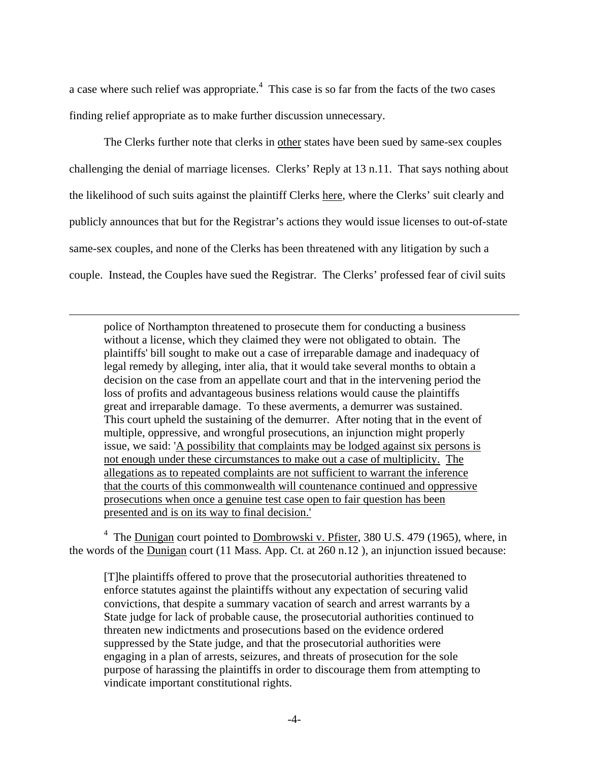a case where such relief was appropriate.[4] This case is so far from the facts of the two cases finding relief appropriate as to make further discussion unnecessary.

The Clerks further note that clerks in other states have been sued by same-sex couples challenging the denial of marriage licenses. Clerks' Reply at 13 n.11. That says nothing about the likelihood of such suits against the plaintiff Clerks here, where the Clerks' suit clearly and publicly announces that but for the Registrar's actions they would issue licenses to out-of-state same-sex couples, and none of the Clerks has been threatened with any litigation by such a couple. Instead, the Couples have sued the Registrar. The Clerks' professed fear of civil suits

---

> police of Northampton threatened to prosecute them for conducting a business without a license, which they claimed they were not obligated to obtain. The plaintiffs' bill sought to make out a case of irreparable damage and inadequacy of legal remedy by alleging, inter alia, that it would take several months to obtain a decision on the case from an appellate court and that in the intervening period the loss of profits and advantageous business relations would cause the plaintiffs great and irreparable damage. To these averments, a demurrer was sustained. This court upheld the sustaining of the demurrer. After noting that in the event of multiple, oppressive, and wrongful prosecutions, an injunction might properly issue, we said: 'A possibility that complaints may be lodged against six persons is not enough under these circumstances to make out a case of multiplicity. The allegations as to repeated complaints are not sufficient to warrant the inference that the courts of this commonwealth will countenance continued and oppressive prosecutions when once a genuine test case open to fair question has been presented and is on its way to final decision.'

[4] The Dunigan court pointed to Dombrowski v. Pfister, 380 U.S. 479 (1965), where, in the words of the Dunigan court (11 Mass. App. Ct. at 260 n.12 ), an injunction issued because:

> [T]he plaintiffs offered to prove that the prosecutorial authorities threatened to enforce statutes against the plaintiffs without any expectation of securing valid convictions, that despite a summary vacation of search and arrest warrants by a State judge for lack of probable cause, the prosecutorial authorities continued to threaten new indictments and prosecutions based on the evidence ordered suppressed by the State judge, and that the prosecutorial authorities were engaging in a plan of arrests, seizures, and threats of prosecution for the sole purpose of harassing the plaintiffs in order to discourage them from attempting to vindicate important constitutional rights.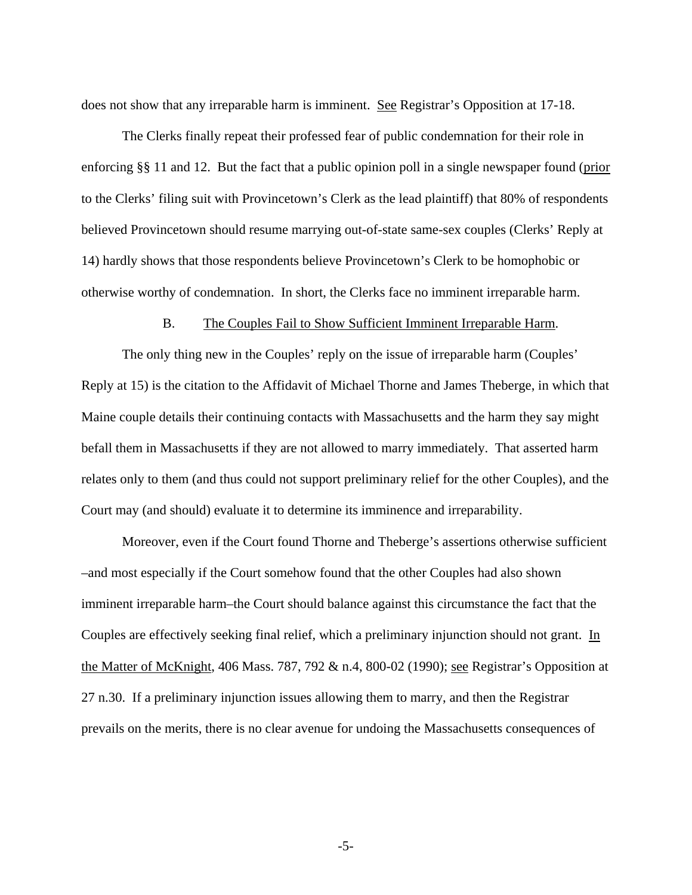does not show that any irreparable harm is imminent. See Registrar's Opposition at 17-18.

The Clerks finally repeat their professed fear of public condemnation for their role in enforcing §§ 11 and 12. But the fact that a public opinion poll in a single newspaper found (prior to the Clerks' filing suit with Provincetown's Clerk as the lead plaintiff) that 80% of respondents believed Provincetown should resume marrying out-of-state same-sex couples (Clerks' Reply at 14) hardly shows that those respondents believe Provincetown's Clerk to be homophobic or otherwise worthy of condemnation. In short, the Clerks face no imminent irreparable harm.

### B. The Couples Fail to Show Sufficient Imminent Irreparable Harm.

The only thing new in the Couples' reply on the issue of irreparable harm (Couples' Reply at 15) is the citation to the Affidavit of Michael Thorne and James Theberge, in which that Maine couple details their continuing contacts with Massachusetts and the harm they say might befall them in Massachusetts if they are not allowed to marry immediately. That asserted harm relates only to them (and thus could not support preliminary relief for the other Couples), and the Court may (and should) evaluate it to determine its imminence and irreparability.

Moreover, even if the Court found Thorne and Theberge's assertions otherwise sufficient –and most especially if the Court somehow found that the other Couples had also shown imminent irreparable harm–the Court should balance against this circumstance the fact that the Couples are effectively seeking final relief, which a preliminary injunction should not grant. In the Matter of McKnight, 406 Mass. 787, 792 & n.4, 800-02 (1990); see Registrar's Opposition at 27 n.30. If a preliminary injunction issues allowing them to marry, and then the Registrar prevails on the merits, there is no clear avenue for undoing the Massachusetts consequences of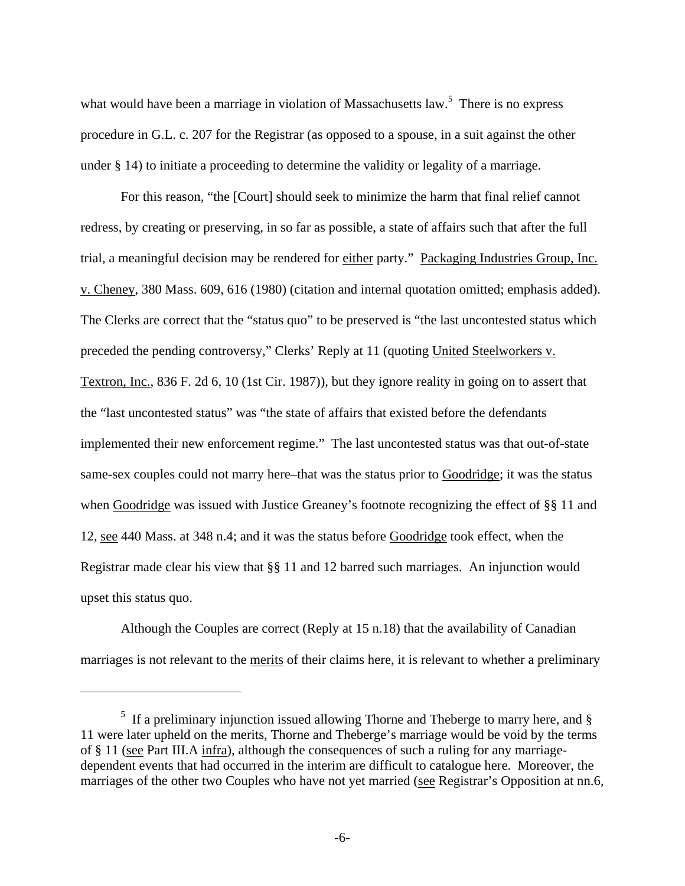what would have been a marriage in violation of Massachusetts law.[5] There is no express procedure in G.L. c. 207 for the Registrar (as opposed to a spouse, in a suit against the other under § 14) to initiate a proceeding to determine the validity or legality of a marriage.

For this reason, "the [Court] should seek to minimize the harm that final relief cannot redress, by creating or preserving, in so far as possible, a state of affairs such that after the full trial, a meaningful decision may be rendered for either party." Packaging Industries Group, Inc. v. Cheney, 380 Mass. 609, 616 (1980) (citation and internal quotation omitted; emphasis added). The Clerks are correct that the "status quo" to be preserved is "the last uncontested status which preceded the pending controversy," Clerks' Reply at 11 (quoting United Steelworkers v. Textron, Inc., 836 F. 2d 6, 10 (1st Cir. 1987)), but they ignore reality in going on to assert that the "last uncontested status" was "the state of affairs that existed before the defendants implemented their new enforcement regime." The last uncontested status was that out-of-state same-sex couples could not marry here–that was the status prior to Goodridge; it was the status when Goodridge was issued with Justice Greaney's footnote recognizing the effect of §§ 11 and 12, see 440 Mass. at 348 n.4; and it was the status before Goodridge took effect, when the Registrar made clear his view that §§ 11 and 12 barred such marriages. An injunction would upset this status quo.

Although the Couples are correct (Reply at 15 n.18) that the availability of Canadian marriages is not relevant to the merits of their claims here, it is relevant to whether a preliminary

[5] If a preliminary injunction issued allowing Thorne and Theberge to marry here, and § 11 were later upheld on the merits, Thorne and Theberge's marriage would be void by the terms of § 11 (see Part III.A infra), although the consequences of such a ruling for any marriage-dependent events that had occurred in the interim are difficult to catalogue here. Moreover, the marriages of the other two Couples who have not yet married (see Registrar's Opposition at nn.6,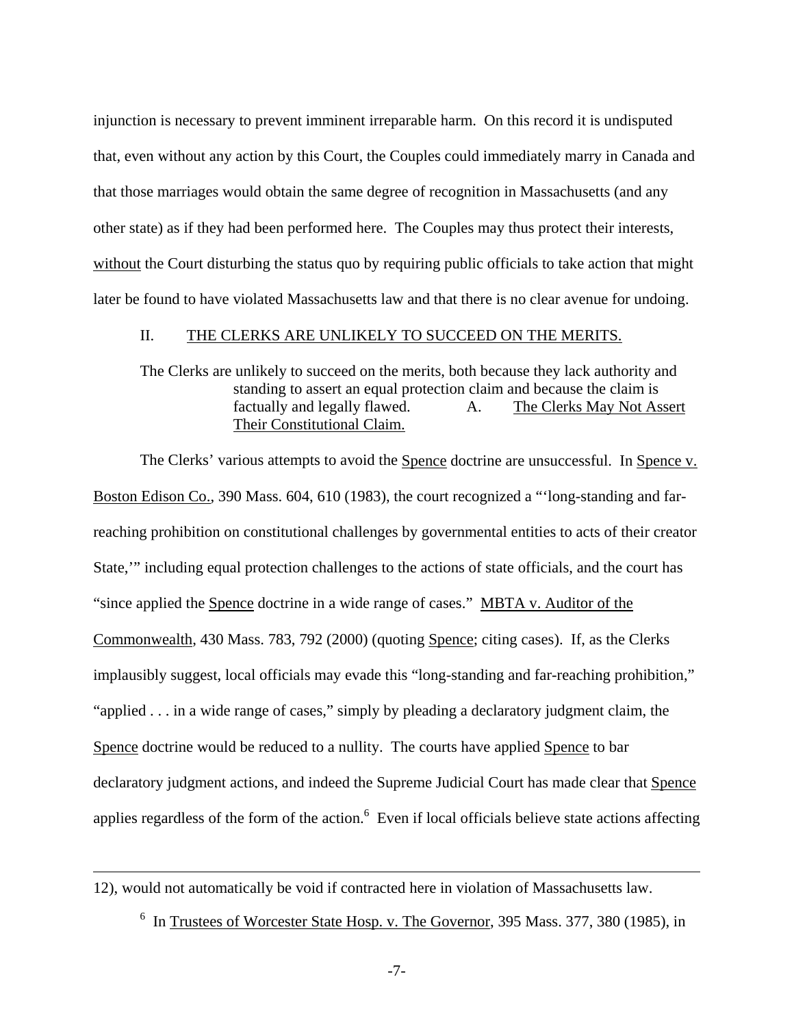injunction is necessary to prevent imminent irreparable harm. On this record it is undisputed that, even without any action by this Court, the Couples could immediately marry in Canada and that those marriages would obtain the same degree of recognition in Massachusetts (and any other state) as if they had been performed here. The Couples may thus protect their interests, without the Court disturbing the status quo by requiring public officials to take action that might later be found to have violated Massachusetts law and that there is no clear avenue for undoing.

## II. THE CLERKS ARE UNLIKELY TO SUCCEED ON THE MERITS.

The Clerks are unlikely to succeed on the merits, both because they lack authority and standing to assert an equal protection claim and because the claim is factually and legally flawed.

### A. The Clerks May Not Assert Their Constitutional Claim.

The Clerks' various attempts to avoid the Spence doctrine are unsuccessful. In Spence v. Boston Edison Co., 390 Mass. 604, 610 (1983), the court recognized a "'long-standing and far-reaching prohibition on constitutional challenges by governmental entities to acts of their creator State,'" including equal protection challenges to the actions of state officials, and the court has "since applied the Spence doctrine in a wide range of cases." MBTA v. Auditor of the Commonwealth, 430 Mass. 783, 792 (2000) (quoting Spence; citing cases). If, as the Clerks implausibly suggest, local officials may evade this "long-standing and far-reaching prohibition," "applied . . . in a wide range of cases," simply by pleading a declaratory judgment claim, the Spence doctrine would be reduced to a nullity. The courts have applied Spence to bar declaratory judgment actions, and indeed the Supreme Judicial Court has made clear that Spence applies regardless of the form of the action.[6] Even if local officials believe state actions affecting

---

12), would not automatically be void if contracted here in violation of Massachusetts law.

[6] In Trustees of Worcester State Hosp. v. The Governor, 395 Mass. 377, 380 (1985), in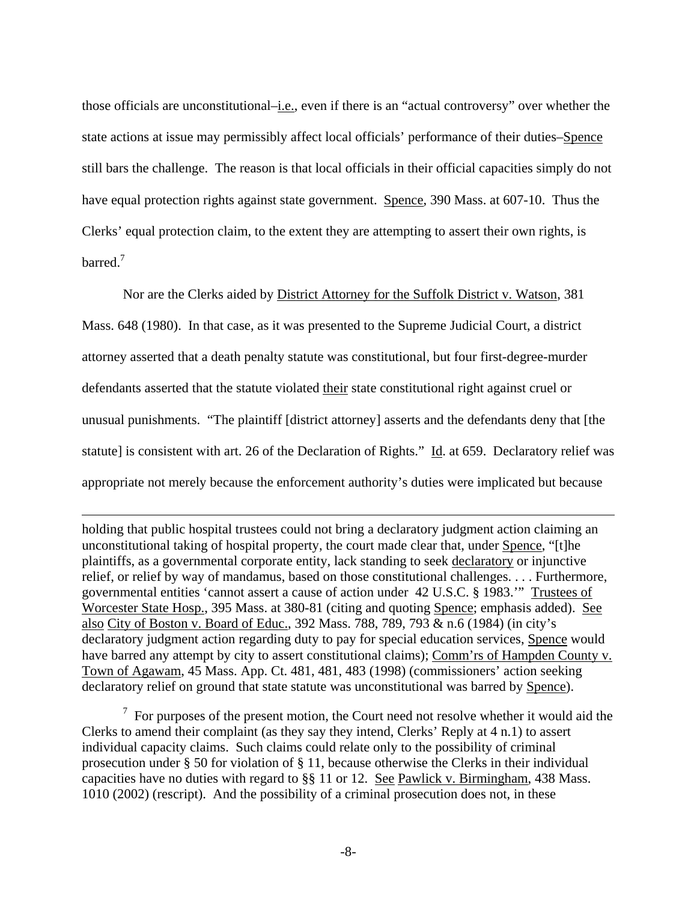those officials are unconstitutional–i.e., even if there is an "actual controversy" over whether the state actions at issue may permissibly affect local officials' performance of their duties–Spence still bars the challenge. The reason is that local officials in their official capacities simply do not have equal protection rights against state government. Spence, 390 Mass. at 607-10. Thus the Clerks' equal protection claim, to the extent they are attempting to assert their own rights, is barred.[7]

Nor are the Clerks aided by District Attorney for the Suffolk District v. Watson, 381 Mass. 648 (1980). In that case, as it was presented to the Supreme Judicial Court, a district attorney asserted that a death penalty statute was constitutional, but four first-degree-murder defendants asserted that the statute violated their state constitutional right against cruel or unusual punishments. "The plaintiff [district attorney] asserts and the defendants deny that [the statute] is consistent with art. 26 of the Declaration of Rights." Id. at 659. Declaratory relief was appropriate not merely because the enforcement authority's duties were implicated but because

---

holding that public hospital trustees could not bring a declaratory judgment action claiming an unconstitutional taking of hospital property, the court made clear that, under Spence, "[t]he plaintiffs, as a governmental corporate entity, lack standing to seek declaratory or injunctive relief, or relief by way of mandamus, based on those constitutional challenges. . . . Furthermore, governmental entities 'cannot assert a cause of action under 42 U.S.C. § 1983.'" Trustees of Worcester State Hosp., 395 Mass. at 380-81 (citing and quoting Spence; emphasis added). See also City of Boston v. Board of Educ., 392 Mass. 788, 789, 793 & n.6 (1984) (in city's declaratory judgment action regarding duty to pay for special education services, Spence would have barred any attempt by city to assert constitutional claims); Comm'rs of Hampden County v. Town of Agawam, 45 Mass. App. Ct. 481, 481, 483 (1998) (commissioners' action seeking declaratory relief on ground that state statute was unconstitutional was barred by Spence).

[7] For purposes of the present motion, the Court need not resolve whether it would aid the Clerks to amend their complaint (as they say they intend, Clerks' Reply at 4 n.1) to assert individual capacity claims. Such claims could relate only to the possibility of criminal prosecution under § 50 for violation of § 11, because otherwise the Clerks in their individual capacities have no duties with regard to §§ 11 or 12. See Pawlick v. Birmingham, 438 Mass. 1010 (2002) (rescript). And the possibility of a criminal prosecution does not, in these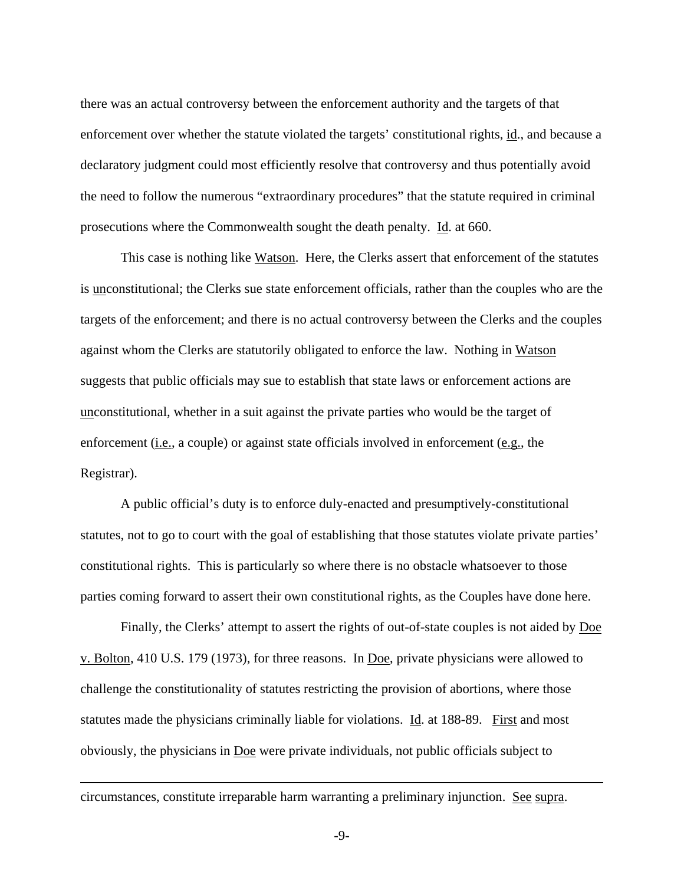there was an actual controversy between the enforcement authority and the targets of that enforcement over whether the statute violated the targets' constitutional rights, id., and because a declaratory judgment could most efficiently resolve that controversy and thus potentially avoid the need to follow the numerous "extraordinary procedures" that the statute required in criminal prosecutions where the Commonwealth sought the death penalty. Id. at 660.

This case is nothing like Watson. Here, the Clerks assert that enforcement of the statutes is unconstitutional; the Clerks sue state enforcement officials, rather than the couples who are the targets of the enforcement; and there is no actual controversy between the Clerks and the couples against whom the Clerks are statutorily obligated to enforce the law. Nothing in Watson suggests that public officials may sue to establish that state laws or enforcement actions are unconstitutional, whether in a suit against the private parties who would be the target of enforcement (i.e., a couple) or against state officials involved in enforcement (e.g., the Registrar).

A public official's duty is to enforce duly-enacted and presumptively-constitutional statutes, not to go to court with the goal of establishing that those statutes violate private parties' constitutional rights. This is particularly so where there is no obstacle whatsoever to those parties coming forward to assert their own constitutional rights, as the Couples have done here.

Finally, the Clerks' attempt to assert the rights of out-of-state couples is not aided by Doe v. Bolton, 410 U.S. 179 (1973), for three reasons. In Doe, private physicians were allowed to challenge the constitutionality of statutes restricting the provision of abortions, where those statutes made the physicians criminally liable for violations. Id. at 188-89. First and most obviously, the physicians in Doe were private individuals, not public officials subject to

---

circumstances, constitute irreparable harm warranting a preliminary injunction. See supra.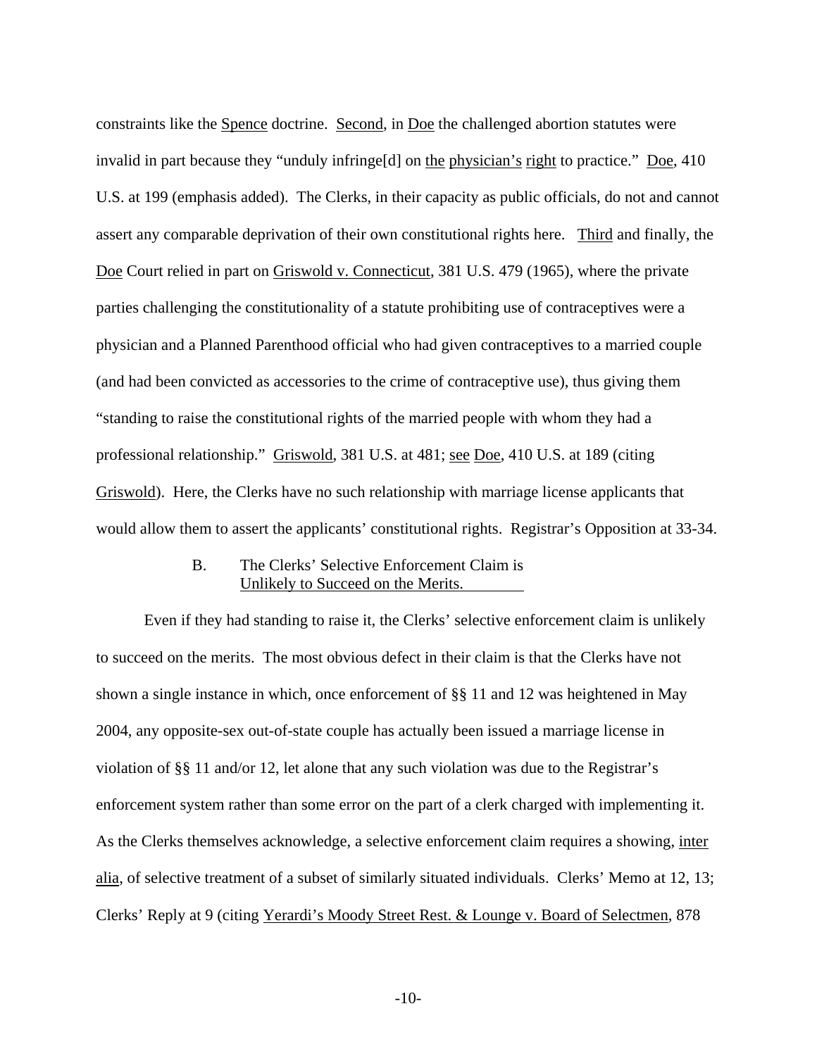constraints like the Spence doctrine. Second, in Doe the challenged abortion statutes were invalid in part because they "unduly infringe[d] on the physician's right to practice." Doe, 410 U.S. at 199 (emphasis added). The Clerks, in their capacity as public officials, do not and cannot assert any comparable deprivation of their own constitutional rights here. Third and finally, the Doe Court relied in part on Griswold v. Connecticut, 381 U.S. 479 (1965), where the private parties challenging the constitutionality of a statute prohibiting use of contraceptives were a physician and a Planned Parenthood official who had given contraceptives to a married couple (and had been convicted as accessories to the crime of contraceptive use), thus giving them "standing to raise the constitutional rights of the married people with whom they had a professional relationship." Griswold, 381 U.S. at 481; see Doe, 410 U.S. at 189 (citing Griswold). Here, the Clerks have no such relationship with marriage license applicants that would allow them to assert the applicants' constitutional rights. Registrar's Opposition at 33-34.

### B. The Clerks' Selective Enforcement Claim is Unlikely to Succeed on the Merits.

Even if they had standing to raise it, the Clerks' selective enforcement claim is unlikely to succeed on the merits. The most obvious defect in their claim is that the Clerks have not shown a single instance in which, once enforcement of §§ 11 and 12 was heightened in May 2004, any opposite-sex out-of-state couple has actually been issued a marriage license in violation of §§ 11 and/or 12, let alone that any such violation was due to the Registrar's enforcement system rather than some error on the part of a clerk charged with implementing it. As the Clerks themselves acknowledge, a selective enforcement claim requires a showing, inter alia, of selective treatment of a subset of similarly situated individuals. Clerks' Memo at 12, 13; Clerks' Reply at 9 (citing Yerardi's Moody Street Rest. & Lounge v. Board of Selectmen, 878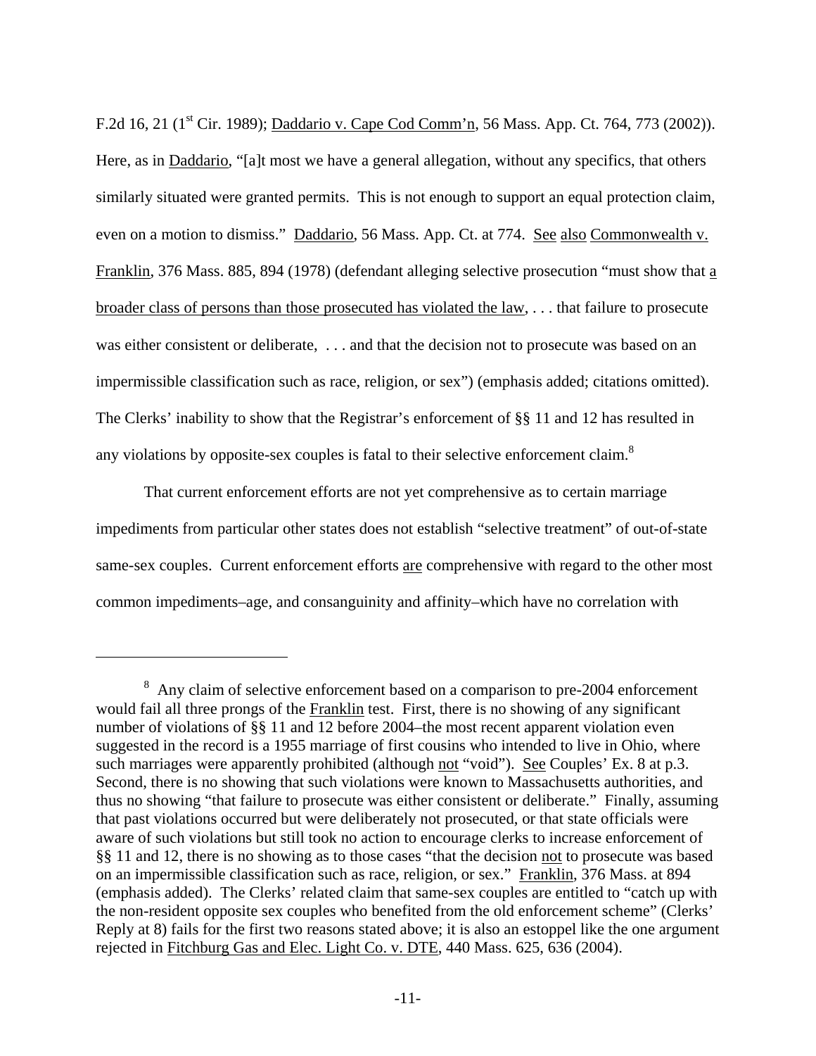F.2d 16, 21 (1st Cir. 1989); Daddario v. Cape Cod Comm'n, 56 Mass. App. Ct. 764, 773 (2002)). Here, as in Daddario, "[a]t most we have a general allegation, without any specifics, that others similarly situated were granted permits. This is not enough to support an equal protection claim, even on a motion to dismiss." Daddario, 56 Mass. App. Ct. at 774. See also Commonwealth v. Franklin, 376 Mass. 885, 894 (1978) (defendant alleging selective prosecution "must show that a broader class of persons than those prosecuted has violated the law, . . . that failure to prosecute was either consistent or deliberate, . . . and that the decision not to prosecute was based on an impermissible classification such as race, religion, or sex") (emphasis added; citations omitted). The Clerks' inability to show that the Registrar's enforcement of §§ 11 and 12 has resulted in any violations by opposite-sex couples is fatal to their selective enforcement claim.[8]

That current enforcement efforts are not yet comprehensive as to certain marriage impediments from particular other states does not establish "selective treatment" of out-of-state same-sex couples. Current enforcement efforts are comprehensive with regard to the other most common impediments–age, and consanguinity and affinity–which have no correlation with

---

[8] Any claim of selective enforcement based on a comparison to pre-2004 enforcement would fail all three prongs of the Franklin test. First, there is no showing of any significant number of violations of §§ 11 and 12 before 2004–the most recent apparent violation even suggested in the record is a 1955 marriage of first cousins who intended to live in Ohio, where such marriages were apparently prohibited (although not "void"). See Couples' Ex. 8 at p.3. Second, there is no showing that such violations were known to Massachusetts authorities, and thus no showing "that failure to prosecute was either consistent or deliberate." Finally, assuming that past violations occurred but were deliberately not prosecuted, or that state officials were aware of such violations but still took no action to encourage clerks to increase enforcement of §§ 11 and 12, there is no showing as to those cases "that the decision not to prosecute was based on an impermissible classification such as race, religion, or sex." Franklin, 376 Mass. at 894 (emphasis added). The Clerks' related claim that same-sex couples are entitled to "catch up with the non-resident opposite sex couples who benefited from the old enforcement scheme" (Clerks' Reply at 8) fails for the first two reasons stated above; it is also an estoppel like the one argument rejected in Fitchburg Gas and Elec. Light Co. v. DTE, 440 Mass. 625, 636 (2004).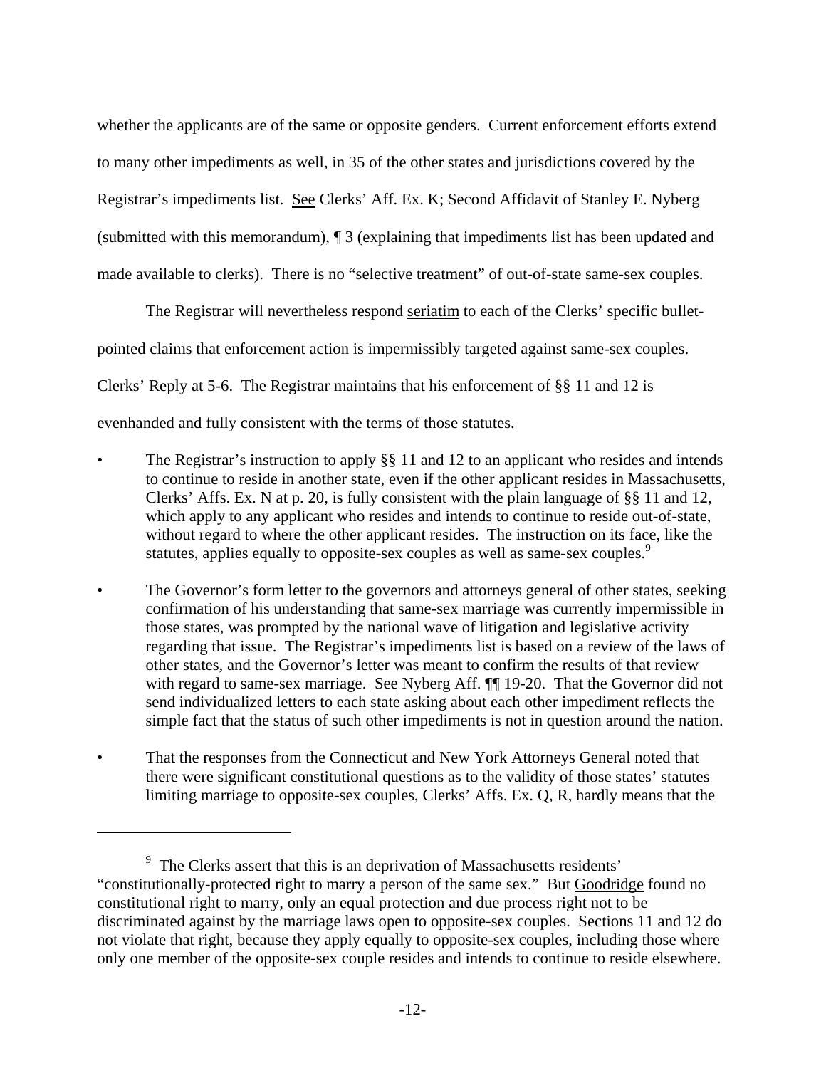whether the applicants are of the same or opposite genders. Current enforcement efforts extend to many other impediments as well, in 35 of the other states and jurisdictions covered by the Registrar's impediments list. See Clerks' Aff. Ex. K; Second Affidavit of Stanley E. Nyberg (submitted with this memorandum), ¶ 3 (explaining that impediments list has been updated and made available to clerks). There is no "selective treatment" of out-of-state same-sex couples.

The Registrar will nevertheless respond seriatim to each of the Clerks' specific bullet-pointed claims that enforcement action is impermissibly targeted against same-sex couples. Clerks' Reply at 5-6. The Registrar maintains that his enforcement of §§ 11 and 12 is evenhanded and fully consistent with the terms of those statutes.

- The Registrar's instruction to apply §§ 11 and 12 to an applicant who resides and intends to continue to reside in another state, even if the other applicant resides in Massachusetts, Clerks' Affs. Ex. N at p. 20, is fully consistent with the plain language of §§ 11 and 12, which apply to any applicant who resides and intends to continue to reside out-of-state, without regard to where the other applicant resides. The instruction on its face, like the statutes, applies equally to opposite-sex couples as well as same-sex couples.[9]

- The Governor's form letter to the governors and attorneys general of other states, seeking confirmation of his understanding that same-sex marriage was currently impermissible in those states, was prompted by the national wave of litigation and legislative activity regarding that issue. The Registrar's impediments list is based on a review of the laws of other states, and the Governor's letter was meant to confirm the results of that review with regard to same-sex marriage. See Nyberg Aff. ¶¶ 19-20. That the Governor did not send individualized letters to each state asking about each other impediment reflects the simple fact that the status of such other impediments is not in question around the nation.

- That the responses from the Connecticut and New York Attorneys General noted that there were significant constitutional questions as to the validity of those states' statutes limiting marriage to opposite-sex couples, Clerks' Affs. Ex. Q, R, hardly means that the

---

[9] The Clerks assert that this is an deprivation of Massachusetts residents' "constitutionally-protected right to marry a person of the same sex." But Goodridge found no constitutional right to marry, only an equal protection and due process right not to be discriminated against by the marriage laws open to opposite-sex couples. Sections 11 and 12 do not violate that right, because they apply equally to opposite-sex couples, including those where only one member of the opposite-sex couple resides and intends to continue to reside elsewhere.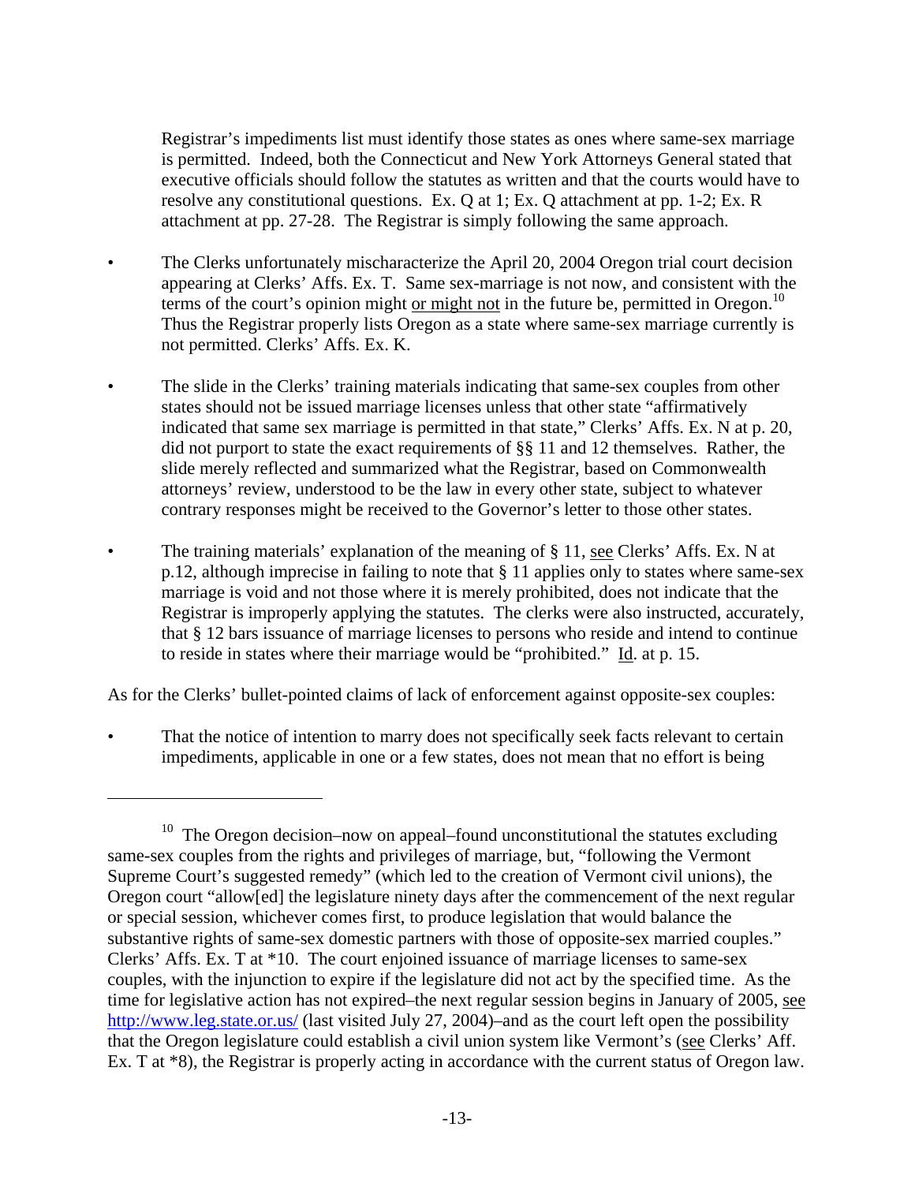Registrar's impediments list must identify those states as ones where same-sex marriage is permitted. Indeed, both the Connecticut and New York Attorneys General stated that executive officials should follow the statutes as written and that the courts would have to resolve any constitutional questions. Ex. Q at 1; Ex. Q attachment at pp. 1-2; Ex. R attachment at pp. 27-28. The Registrar is simply following the same approach.

- The Clerks unfortunately mischaracterize the April 20, 2004 Oregon trial court decision appearing at Clerks' Affs. Ex. T. Same sex-marriage is not now, and consistent with the terms of the court's opinion might <u>or might not</u> in the future be, permitted in Oregon.[10] Thus the Registrar properly lists Oregon as a state where same-sex marriage currently is not permitted. Clerks' Affs. Ex. K.

- The slide in the Clerks' training materials indicating that same-sex couples from other states should not be issued marriage licenses unless that other state "affirmatively indicated that same sex marriage is permitted in that state," Clerks' Affs. Ex. N at p. 20, did not purport to state the exact requirements of §§ 11 and 12 themselves. Rather, the slide merely reflected and summarized what the Registrar, based on Commonwealth attorneys' review, understood to be the law in every other state, subject to whatever contrary responses might be received to the Governor's letter to those other states.

- The training materials' explanation of the meaning of § 11, <u>see</u> Clerks' Affs. Ex. N at p.12, although imprecise in failing to note that § 11 applies only to states where same-sex marriage is void and not those where it is merely prohibited, does not indicate that the Registrar is improperly applying the statutes. The clerks were also instructed, accurately, that § 12 bars issuance of marriage licenses to persons who reside and intend to continue to reside in states where their marriage would be "prohibited." <u>Id</u>. at p. 15.

As for the Clerks' bullet-pointed claims of lack of enforcement against opposite-sex couples:

- That the notice of intention to marry does not specifically seek facts relevant to certain impediments, applicable in one or a few states, does not mean that no effort is being

---

[10] The Oregon decision–now on appeal–found unconstitutional the statutes excluding same-sex couples from the rights and privileges of marriage, but, "following the Vermont Supreme Court's suggested remedy" (which led to the creation of Vermont civil unions), the Oregon court "allow[ed] the legislature ninety days after the commencement of the next regular or special session, whichever comes first, to produce legislation that would balance the substantive rights of same-sex domestic partners with those of opposite-sex married couples." Clerks' Affs. Ex. T at *10. The court enjoined issuance of marriage licenses to same-sex couples, with the injunction to expire if the legislature did not act by the specified time. As the time for legislative action has not expired–the next regular session begins in January of 2005, <u>see</u> http://www.leg.state.or.us/ (last visited July 27, 2004)–and as the court left open the possibility that the Oregon legislature could establish a civil union system like Vermont's (<u>see</u> Clerks' Aff. Ex. T at *8), the Registrar is properly acting in accordance with the current status of Oregon law.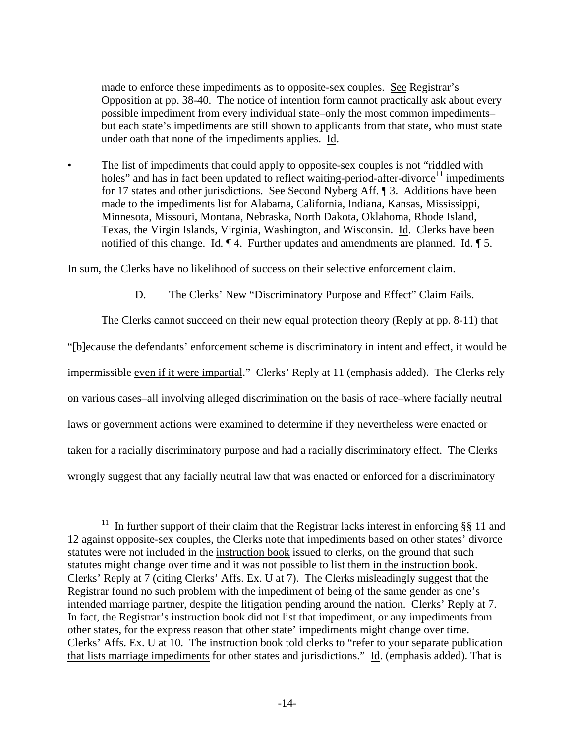made to enforce these impediments as to opposite-sex couples. See Registrar's Opposition at pp. 38-40. The notice of intention form cannot practically ask about every possible impediment from every individual state–only the most common impediments–but each state's impediments are still shown to applicants from that state, who must state under oath that none of the impediments applies. Id.

- The list of impediments that could apply to opposite-sex couples is not "riddled with holes" and has in fact been updated to reflect waiting-period-after-divorce[11] impediments for 17 states and other jurisdictions. See Second Nyberg Aff. ¶ 3. Additions have been made to the impediments list for Alabama, California, Indiana, Kansas, Mississippi, Minnesota, Missouri, Montana, Nebraska, North Dakota, Oklahoma, Rhode Island, Texas, the Virgin Islands, Virginia, Washington, and Wisconsin. Id. Clerks have been notified of this change. Id. ¶ 4. Further updates and amendments are planned. Id. ¶ 5.

In sum, the Clerks have no likelihood of success on their selective enforcement claim.

### D. The Clerks' New "Discriminatory Purpose and Effect" Claim Fails.

The Clerks cannot succeed on their new equal protection theory (Reply at pp. 8-11) that "[b]ecause the defendants' enforcement scheme is discriminatory in intent and effect, it would be impermissible even if it were impartial." Clerks' Reply at 11 (emphasis added). The Clerks rely on various cases–all involving alleged discrimination on the basis of race–where facially neutral laws or government actions were examined to determine if they nevertheless were enacted or taken for a racially discriminatory purpose and had a racially discriminatory effect. The Clerks wrongly suggest that any facially neutral law that was enacted or enforced for a discriminatory

---

[11] In further support of their claim that the Registrar lacks interest in enforcing §§ 11 and 12 against opposite-sex couples, the Clerks note that impediments based on other states' divorce statutes were not included in the instruction book issued to clerks, on the ground that such statutes might change over time and it was not possible to list them in the instruction book. Clerks' Reply at 7 (citing Clerks' Affs. Ex. U at 7). The Clerks misleadingly suggest that the Registrar found no such problem with the impediment of being of the same gender as one's intended marriage partner, despite the litigation pending around the nation. Clerks' Reply at 7. In fact, the Registrar's instruction book did not list that impediment, or any impediments from other states, for the express reason that other state' impediments might change over time. Clerks' Affs. Ex. U at 10. The instruction book told clerks to "refer to your separate publication that lists marriage impediments for other states and jurisdictions." Id. (emphasis added). That is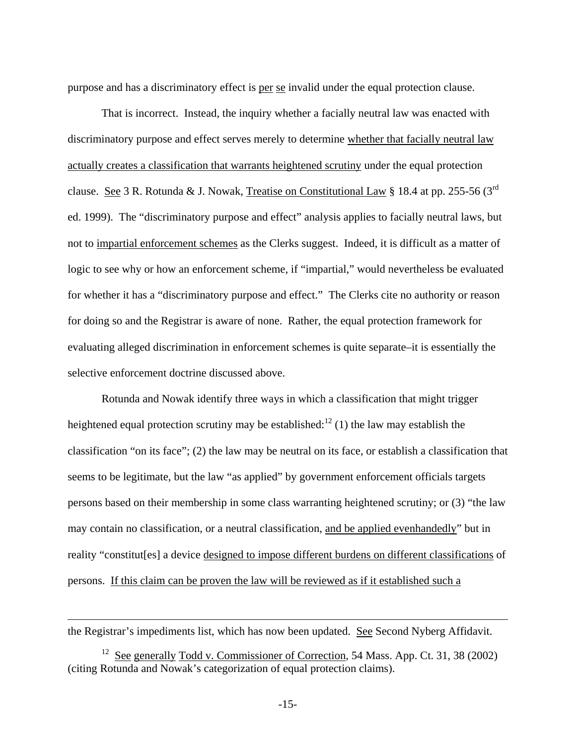purpose and has a discriminatory effect is per se invalid under the equal protection clause.

That is incorrect. Instead, the inquiry whether a facially neutral law was enacted with discriminatory purpose and effect serves merely to determine whether that facially neutral law actually creates a classification that warrants heightened scrutiny under the equal protection clause. See 3 R. Rotunda & J. Nowak, Treatise on Constitutional Law § 18.4 at pp. 255-56 (3rd ed. 1999). The "discriminatory purpose and effect" analysis applies to facially neutral laws, but not to impartial enforcement schemes as the Clerks suggest. Indeed, it is difficult as a matter of logic to see why or how an enforcement scheme, if "impartial," would nevertheless be evaluated for whether it has a "discriminatory purpose and effect." The Clerks cite no authority or reason for doing so and the Registrar is aware of none. Rather, the equal protection framework for evaluating alleged discrimination in enforcement schemes is quite separate–it is essentially the selective enforcement doctrine discussed above.

Rotunda and Nowak identify three ways in which a classification that might trigger heightened equal protection scrutiny may be established:[12] (1) the law may establish the classification "on its face"; (2) the law may be neutral on its face, or establish a classification that seems to be legitimate, but the law "as applied" by government enforcement officials targets persons based on their membership in some class warranting heightened scrutiny; or (3) "the law may contain no classification, or a neutral classification, and be applied evenhandedly" but in reality "constitut[es] a device designed to impose different burdens on different classifications of persons. If this claim can be proven the law will be reviewed as if it established such a

---

the Registrar's impediments list, which has now been updated. See Second Nyberg Affidavit.

[12] See generally Todd v. Commissioner of Correction, 54 Mass. App. Ct. 31, 38 (2002) (citing Rotunda and Nowak's categorization of equal protection claims).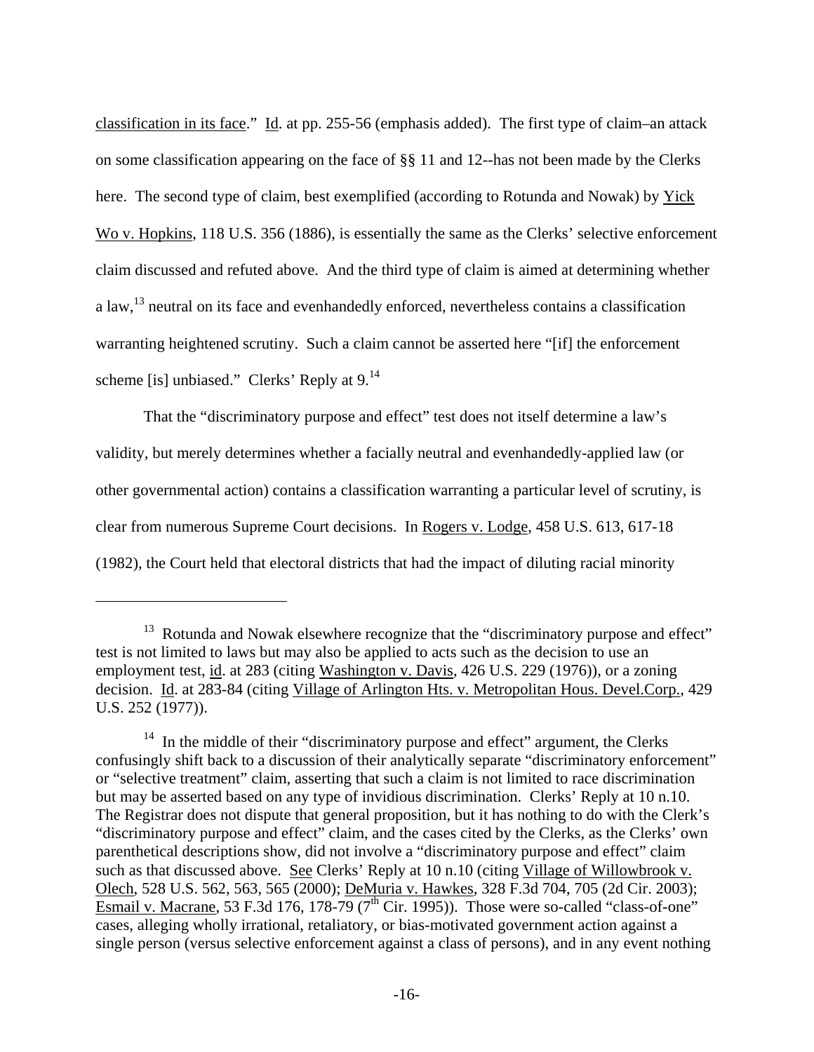classification in its face." Id. at pp. 255-56 (emphasis added). The first type of claim–an attack on some classification appearing on the face of §§ 11 and 12--has not been made by the Clerks here. The second type of claim, best exemplified (according to Rotunda and Nowak) by Yick Wo v. Hopkins, 118 U.S. 356 (1886), is essentially the same as the Clerks' selective enforcement claim discussed and refuted above. And the third type of claim is aimed at determining whether a law,[13] neutral on its face and evenhandedly enforced, nevertheless contains a classification warranting heightened scrutiny. Such a claim cannot be asserted here "[if] the enforcement scheme [is] unbiased." Clerks' Reply at 9.[14]

That the "discriminatory purpose and effect" test does not itself determine a law's validity, but merely determines whether a facially neutral and evenhandedly-applied law (or other governmental action) contains a classification warranting a particular level of scrutiny, is clear from numerous Supreme Court decisions. In Rogers v. Lodge, 458 U.S. 613, 617-18 (1982), the Court held that electoral districts that had the impact of diluting racial minority

---

[13] Rotunda and Nowak elsewhere recognize that the "discriminatory purpose and effect" test is not limited to laws but may also be applied to acts such as the decision to use an employment test, id. at 283 (citing Washington v. Davis, 426 U.S. 229 (1976)), or a zoning decision. Id. at 283-84 (citing Village of Arlington Hts. v. Metropolitan Hous. Devel.Corp., 429 U.S. 252 (1977)).

[14] In the middle of their "discriminatory purpose and effect" argument, the Clerks confusingly shift back to a discussion of their analytically separate "discriminatory enforcement" or "selective treatment" claim, asserting that such a claim is not limited to race discrimination but may be asserted based on any type of invidious discrimination. Clerks' Reply at 10 n.10. The Registrar does not dispute that general proposition, but it has nothing to do with the Clerk's "discriminatory purpose and effect" claim, and the cases cited by the Clerks, as the Clerks' own parenthetical descriptions show, did not involve a "discriminatory purpose and effect" claim such as that discussed above. See Clerks' Reply at 10 n.10 (citing Village of Willowbrook v. Olech, 528 U.S. 562, 563, 565 (2000); DeMuria v. Hawkes, 328 F.3d 704, 705 (2d Cir. 2003); Esmail v. Macrane, 53 F.3d 176, 178-79 (7th Cir. 1995)). Those were so-called "class-of-one" cases, alleging wholly irrational, retaliatory, or bias-motivated government action against a single person (versus selective enforcement against a class of persons), and in any event nothing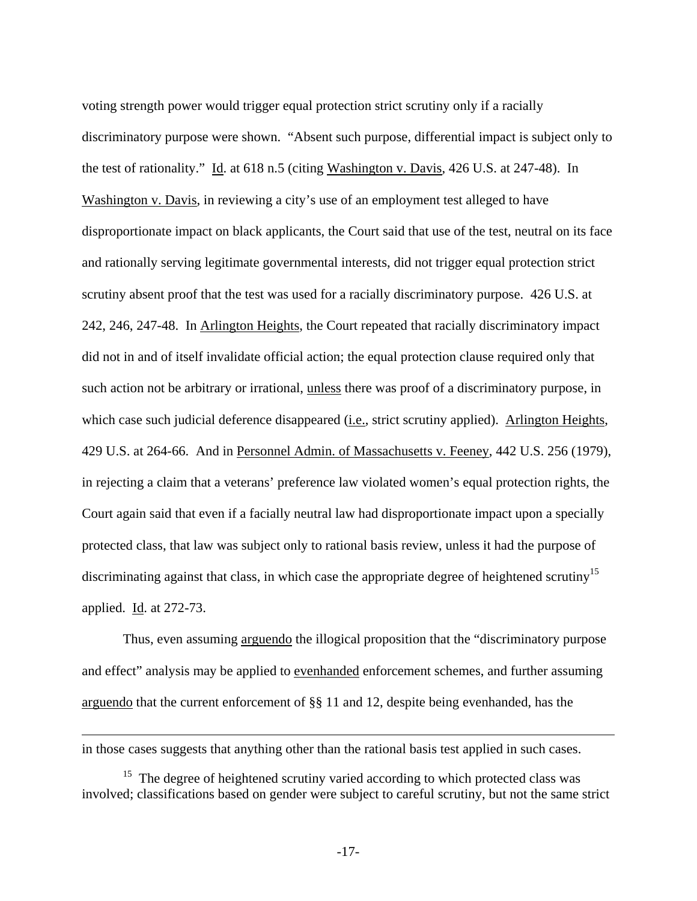voting strength power would trigger equal protection strict scrutiny only if a racially discriminatory purpose were shown. "Absent such purpose, differential impact is subject only to the test of rationality." Id. at 618 n.5 (citing Washington v. Davis, 426 U.S. at 247-48). In Washington v. Davis, in reviewing a city's use of an employment test alleged to have disproportionate impact on black applicants, the Court said that use of the test, neutral on its face and rationally serving legitimate governmental interests, did not trigger equal protection strict scrutiny absent proof that the test was used for a racially discriminatory purpose. 426 U.S. at 242, 246, 247-48. In Arlington Heights, the Court repeated that racially discriminatory impact did not in and of itself invalidate official action; the equal protection clause required only that such action not be arbitrary or irrational, unless there was proof of a discriminatory purpose, in which case such judicial deference disappeared (i.e., strict scrutiny applied). Arlington Heights, 429 U.S. at 264-66. And in Personnel Admin. of Massachusetts v. Feeney, 442 U.S. 256 (1979), in rejecting a claim that a veterans' preference law violated women's equal protection rights, the Court again said that even if a facially neutral law had disproportionate impact upon a specially protected class, that law was subject only to rational basis review, unless it had the purpose of discriminating against that class, in which case the appropriate degree of heightened scrutiny[15] applied. Id. at 272-73.

Thus, even assuming arguendo the illogical proposition that the "discriminatory purpose and effect" analysis may be applied to evenhanded enforcement schemes, and further assuming arguendo that the current enforcement of §§ 11 and 12, despite being evenhanded, has the

---

in those cases suggests that anything other than the rational basis test applied in such cases.

[15] The degree of heightened scrutiny varied according to which protected class was involved; classifications based on gender were subject to careful scrutiny, but not the same strict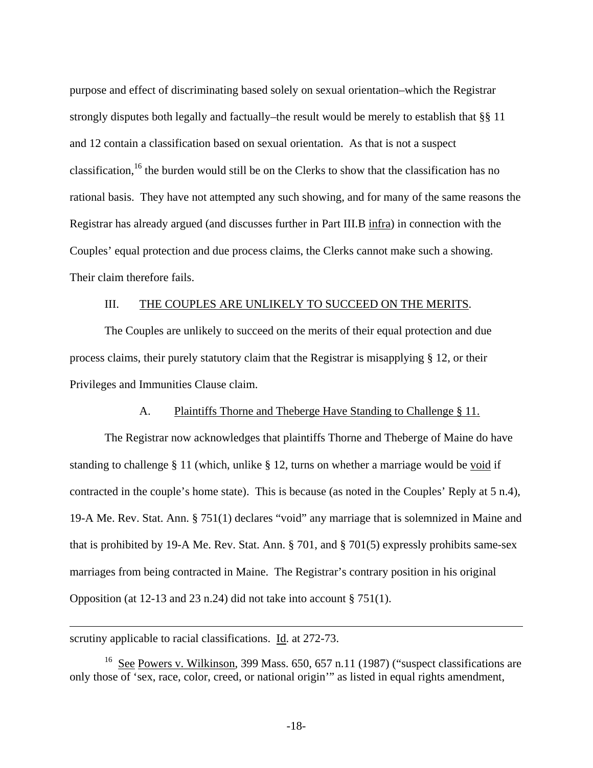purpose and effect of discriminating based solely on sexual orientation–which the Registrar strongly disputes both legally and factually–the result would be merely to establish that §§ 11 and 12 contain a classification based on sexual orientation. As that is not a suspect classification,[16] the burden would still be on the Clerks to show that the classification has no rational basis. They have not attempted any such showing, and for many of the same reasons the Registrar has already argued (and discusses further in Part III.B infra) in connection with the Couples' equal protection and due process claims, the Clerks cannot make such a showing. Their claim therefore fails.

## III. THE COUPLES ARE UNLIKELY TO SUCCEED ON THE MERITS.

The Couples are unlikely to succeed on the merits of their equal protection and due process claims, their purely statutory claim that the Registrar is misapplying § 12, or their Privileges and Immunities Clause claim.

### A. Plaintiffs Thorne and Theberge Have Standing to Challenge § 11.

The Registrar now acknowledges that plaintiffs Thorne and Theberge of Maine do have standing to challenge § 11 (which, unlike § 12, turns on whether a marriage would be void if contracted in the couple's home state). This is because (as noted in the Couples' Reply at 5 n.4), 19-A Me. Rev. Stat. Ann. § 751(1) declares "void" any marriage that is solemnized in Maine and that is prohibited by 19-A Me. Rev. Stat. Ann. § 701, and § 701(5) expressly prohibits same-sex marriages from being contracted in Maine. The Registrar's contrary position in his original Opposition (at 12-13 and 23 n.24) did not take into account § 751(1).

---

scrutiny applicable to racial classifications. Id. at 272-73.

[16] See Powers v. Wilkinson, 399 Mass. 650, 657 n.11 (1987) ("suspect classifications are only those of 'sex, race, color, creed, or national origin'" as listed in equal rights amendment,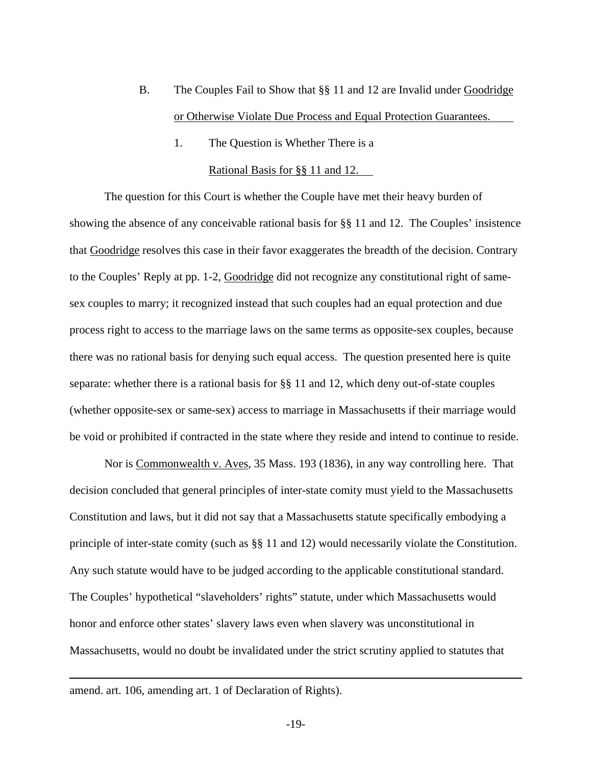B. The Couples Fail to Show that §§ 11 and 12 are Invalid under Goodridge or Otherwise Violate Due Process and Equal Protection Guarantees.

1. The Question is Whether There is a Rational Basis for §§ 11 and 12.

The question for this Court is whether the Couple have met their heavy burden of showing the absence of any conceivable rational basis for §§ 11 and 12. The Couples' insistence that Goodridge resolves this case in their favor exaggerates the breadth of the decision. Contrary to the Couples' Reply at pp. 1-2, Goodridge did not recognize any constitutional right of same-sex couples to marry; it recognized instead that such couples had an equal protection and due process right to access to the marriage laws on the same terms as opposite-sex couples, because there was no rational basis for denying such equal access. The question presented here is quite separate: whether there is a rational basis for §§ 11 and 12, which deny out-of-state couples (whether opposite-sex or same-sex) access to marriage in Massachusetts if their marriage would be void or prohibited if contracted in the state where they reside and intend to continue to reside.

Nor is Commonwealth v. Aves, 35 Mass. 193 (1836), in any way controlling here. That decision concluded that general principles of inter-state comity must yield to the Massachusetts Constitution and laws, but it did not say that a Massachusetts statute specifically embodying a principle of inter-state comity (such as §§ 11 and 12) would necessarily violate the Constitution. Any such statute would have to be judged according to the applicable constitutional standard. The Couples' hypothetical "slaveholders' rights" statute, under which Massachusetts would honor and enforce other states' slavery laws even when slavery was unconstitutional in Massachusetts, would no doubt be invalidated under the strict scrutiny applied to statutes that

---

amend. art. 106, amending art. 1 of Declaration of Rights).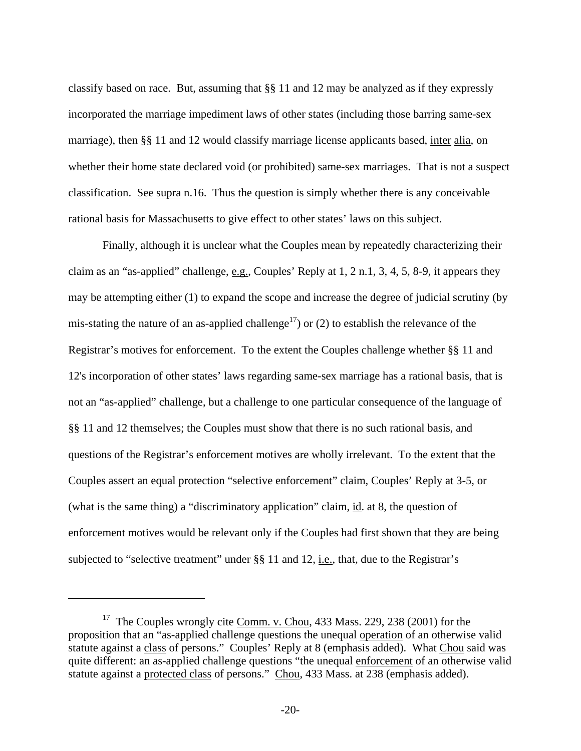classify based on race. But, assuming that §§ 11 and 12 may be analyzed as if they expressly incorporated the marriage impediment laws of other states (including those barring same-sex marriage), then §§ 11 and 12 would classify marriage license applicants based, inter alia, on whether their home state declared void (or prohibited) same-sex marriages. That is not a suspect classification. See supra n.16. Thus the question is simply whether there is any conceivable rational basis for Massachusetts to give effect to other states' laws on this subject.

Finally, although it is unclear what the Couples mean by repeatedly characterizing their claim as an "as-applied" challenge, e.g., Couples' Reply at 1, 2 n.1, 3, 4, 5, 8-9, it appears they may be attempting either (1) to expand the scope and increase the degree of judicial scrutiny (by mis-stating the nature of an as-applied challenge[17]) or (2) to establish the relevance of the Registrar's motives for enforcement. To the extent the Couples challenge whether §§ 11 and 12's incorporation of other states' laws regarding same-sex marriage has a rational basis, that is not an "as-applied" challenge, but a challenge to one particular consequence of the language of §§ 11 and 12 themselves; the Couples must show that there is no such rational basis, and questions of the Registrar's enforcement motives are wholly irrelevant. To the extent that the Couples assert an equal protection "selective enforcement" claim, Couples' Reply at 3-5, or (what is the same thing) a "discriminatory application" claim, id. at 8, the question of enforcement motives would be relevant only if the Couples had first shown that they are being subjected to "selective treatment" under §§ 11 and 12, i.e., that, due to the Registrar's

---

[17] The Couples wrongly cite Comm. v. Chou, 433 Mass. 229, 238 (2001) for the proposition that an "as-applied challenge questions the unequal operation of an otherwise valid statute against a class of persons." Couples' Reply at 8 (emphasis added). What Chou said was quite different: an as-applied challenge questions "the unequal enforcement of an otherwise valid statute against a protected class of persons." Chou, 433 Mass. at 238 (emphasis added).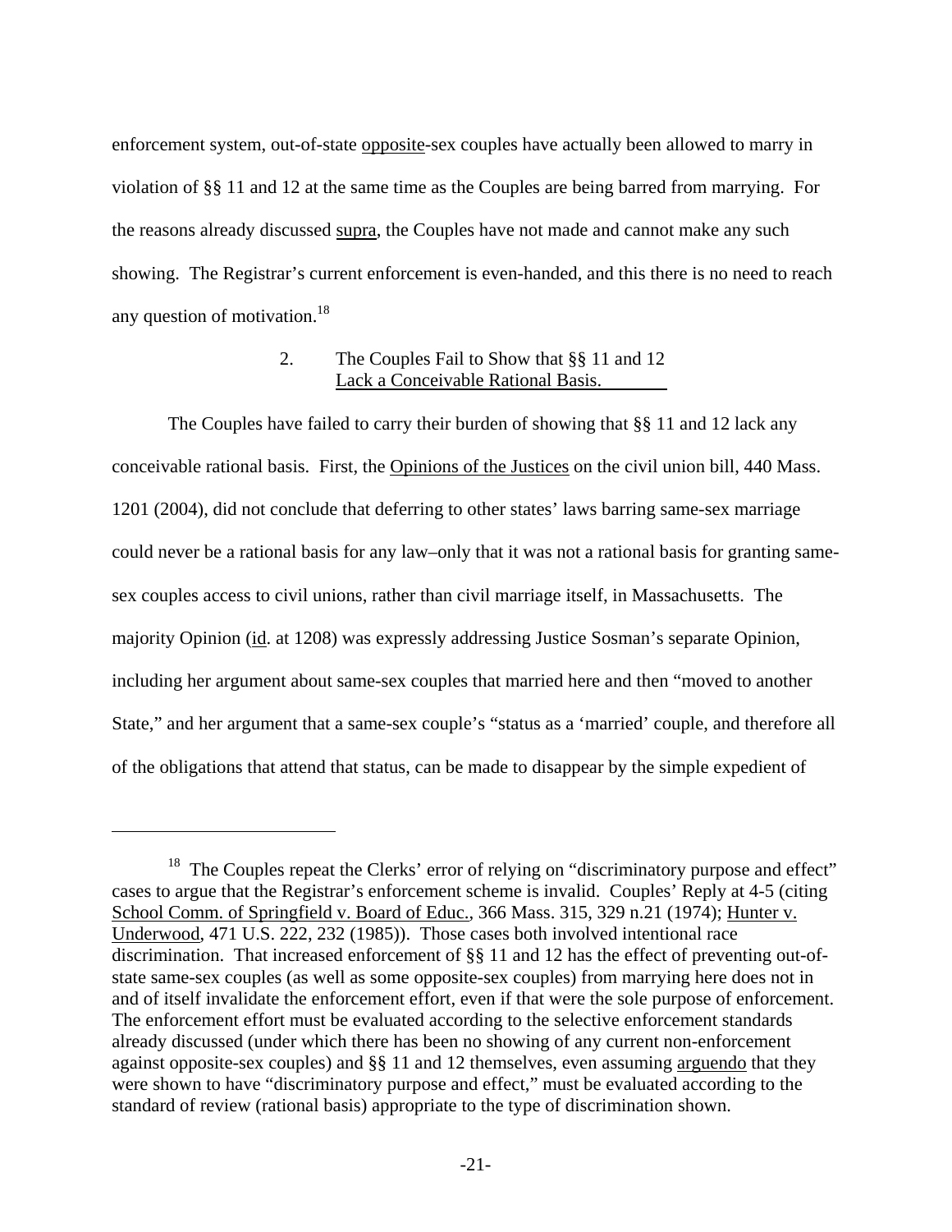enforcement system, out-of-state opposite-sex couples have actually been allowed to marry in violation of §§ 11 and 12 at the same time as the Couples are being barred from marrying. For the reasons already discussed supra, the Couples have not made and cannot make any such showing. The Registrar's current enforcement is even-handed, and this there is no need to reach any question of motivation.[18]

### 2. The Couples Fail to Show that §§ 11 and 12 Lack a Conceivable Rational Basis.

The Couples have failed to carry their burden of showing that §§ 11 and 12 lack any conceivable rational basis. First, the Opinions of the Justices on the civil union bill, 440 Mass. 1201 (2004), did not conclude that deferring to other states' laws barring same-sex marriage could never be a rational basis for any law–only that it was not a rational basis for granting same-sex couples access to civil unions, rather than civil marriage itself, in Massachusetts. The majority Opinion (id. at 1208) was expressly addressing Justice Sosman's separate Opinion, including her argument about same-sex couples that married here and then "moved to another State," and her argument that a same-sex couple's "status as a 'married' couple, and therefore all of the obligations that attend that status, can be made to disappear by the simple expedient of

---

[18] The Couples repeat the Clerks' error of relying on "discriminatory purpose and effect" cases to argue that the Registrar's enforcement scheme is invalid. Couples' Reply at 4-5 (citing School Comm. of Springfield v. Board of Educ., 366 Mass. 315, 329 n.21 (1974); Hunter v. Underwood, 471 U.S. 222, 232 (1985)). Those cases both involved intentional race discrimination. That increased enforcement of §§ 11 and 12 has the effect of preventing out-of-state same-sex couples (as well as some opposite-sex couples) from marrying here does not in and of itself invalidate the enforcement effort, even if that were the sole purpose of enforcement. The enforcement effort must be evaluated according to the selective enforcement standards already discussed (under which there has been no showing of any current non-enforcement against opposite-sex couples) and §§ 11 and 12 themselves, even assuming arguendo that they were shown to have "discriminatory purpose and effect," must be evaluated according to the standard of review (rational basis) appropriate to the type of discrimination shown.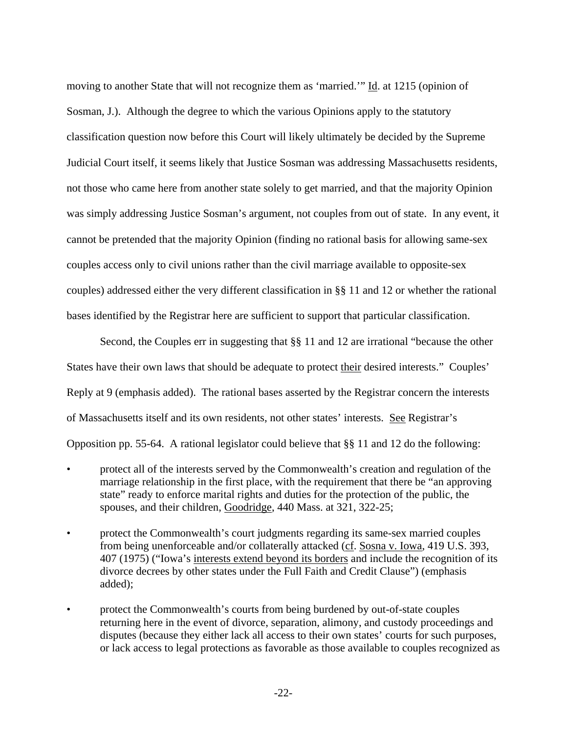moving to another State that will not recognize them as 'married.'" Id. at 1215 (opinion of Sosman, J.). Although the degree to which the various Opinions apply to the statutory classification question now before this Court will likely ultimately be decided by the Supreme Judicial Court itself, it seems likely that Justice Sosman was addressing Massachusetts residents, not those who came here from another state solely to get married, and that the majority Opinion was simply addressing Justice Sosman's argument, not couples from out of state. In any event, it cannot be pretended that the majority Opinion (finding no rational basis for allowing same-sex couples access only to civil unions rather than the civil marriage available to opposite-sex couples) addressed either the very different classification in §§ 11 and 12 or whether the rational bases identified by the Registrar here are sufficient to support that particular classification.

Second, the Couples err in suggesting that §§ 11 and 12 are irrational "because the other States have their own laws that should be adequate to protect their desired interests." Couples' Reply at 9 (emphasis added). The rational bases asserted by the Registrar concern the interests of Massachusetts itself and its own residents, not other states' interests. See Registrar's Opposition pp. 55-64. A rational legislator could believe that §§ 11 and 12 do the following:

- protect all of the interests served by the Commonwealth's creation and regulation of the marriage relationship in the first place, with the requirement that there be "an approving state" ready to enforce marital rights and duties for the protection of the public, the spouses, and their children, Goodridge, 440 Mass. at 321, 322-25;
- protect the Commonwealth's court judgments regarding its same-sex married couples from being unenforceable and/or collaterally attacked (cf. Sosna v. Iowa, 419 U.S. 393, 407 (1975) ("Iowa's interests extend beyond its borders and include the recognition of its divorce decrees by other states under the Full Faith and Credit Clause") (emphasis added);
- protect the Commonwealth's courts from being burdened by out-of-state couples returning here in the event of divorce, separation, alimony, and custody proceedings and disputes (because they either lack all access to their own states' courts for such purposes, or lack access to legal protections as favorable as those available to couples recognized as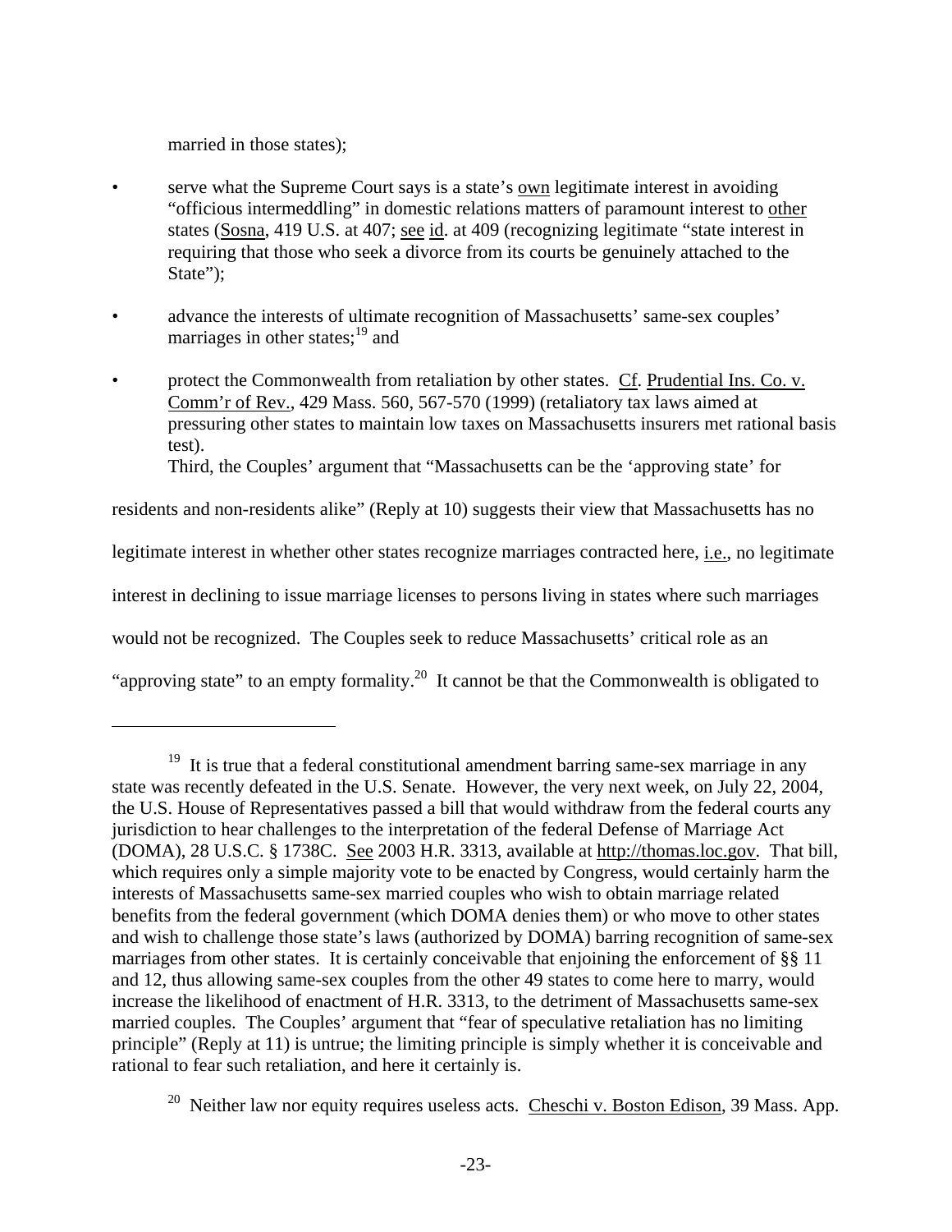married in those states);

- serve what the Supreme Court says is a state's own legitimate interest in avoiding "officious intermeddling" in domestic relations matters of paramount interest to other states (Sosna, 419 U.S. at 407; see id. at 409 (recognizing legitimate "state interest in requiring that those who seek a divorce from its courts be genuinely attached to the State");

- advance the interests of ultimate recognition of Massachusetts' same-sex couples' marriages in other states;[19] and

- protect the Commonwealth from retaliation by other states. Cf. Prudential Ins. Co. v. Comm'r of Rev., 429 Mass. 560, 567-570 (1999) (retaliatory tax laws aimed at pressuring other states to maintain low taxes on Massachusetts insurers met rational basis test).

Third, the Couples' argument that "Massachusetts can be the 'approving state' for residents and non-residents alike" (Reply at 10) suggests their view that Massachusetts has no legitimate interest in whether other states recognize marriages contracted here, i.e., no legitimate interest in declining to issue marriage licenses to persons living in states where such marriages would not be recognized. The Couples seek to reduce Massachusetts' critical role as an "approving state" to an empty formality.[20] It cannot be that the Commonwealth is obligated to

---

[19] It is true that a federal constitutional amendment barring same-sex marriage in any state was recently defeated in the U.S. Senate. However, the very next week, on July 22, 2004, the U.S. House of Representatives passed a bill that would withdraw from the federal courts any jurisdiction to hear challenges to the interpretation of the federal Defense of Marriage Act (DOMA), 28 U.S.C. § 1738C. See 2003 H.R. 3313, available at http://thomas.loc.gov. That bill, which requires only a simple majority vote to be enacted by Congress, would certainly harm the interests of Massachusetts same-sex married couples who wish to obtain marriage related benefits from the federal government (which DOMA denies them) or who move to other states and wish to challenge those state's laws (authorized by DOMA) barring recognition of same-sex marriages from other states. It is certainly conceivable that enjoining the enforcement of §§ 11 and 12, thus allowing same-sex couples from the other 49 states to come here to marry, would increase the likelihood of enactment of H.R. 3313, to the detriment of Massachusetts same-sex married couples. The Couples' argument that "fear of speculative retaliation has no limiting principle" (Reply at 11) is untrue; the limiting principle is simply whether it is conceivable and rational to fear such retaliation, and here it certainly is.

[20] Neither law nor equity requires useless acts. Cheschi v. Boston Edison, 39 Mass. App.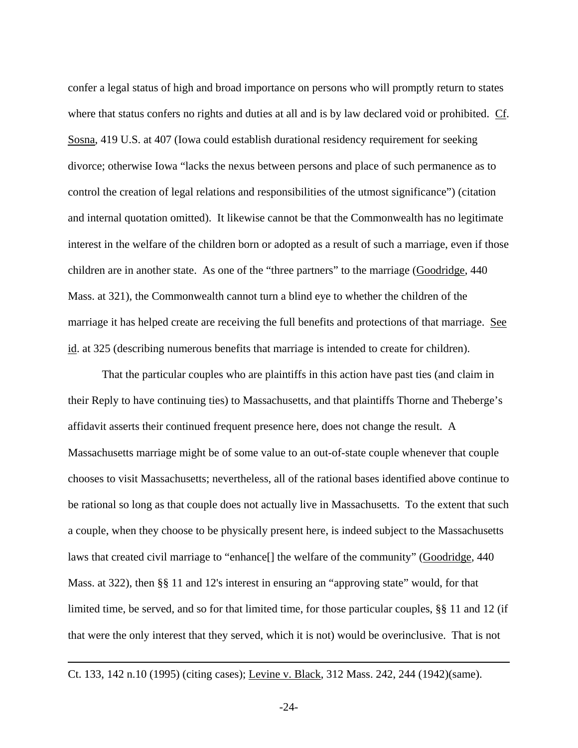confer a legal status of high and broad importance on persons who will promptly return to states where that status confers no rights and duties at all and is by law declared void or prohibited. Cf. Sosna, 419 U.S. at 407 (Iowa could establish durational residency requirement for seeking divorce; otherwise Iowa "lacks the nexus between persons and place of such permanence as to control the creation of legal relations and responsibilities of the utmost significance") (citation and internal quotation omitted). It likewise cannot be that the Commonwealth has no legitimate interest in the welfare of the children born or adopted as a result of such a marriage, even if those children are in another state. As one of the "three partners" to the marriage (Goodridge, 440 Mass. at 321), the Commonwealth cannot turn a blind eye to whether the children of the marriage it has helped create are receiving the full benefits and protections of that marriage. See id. at 325 (describing numerous benefits that marriage is intended to create for children).

That the particular couples who are plaintiffs in this action have past ties (and claim in their Reply to have continuing ties) to Massachusetts, and that plaintiffs Thorne and Theberge's affidavit asserts their continued frequent presence here, does not change the result. A Massachusetts marriage might be of some value to an out-of-state couple whenever that couple chooses to visit Massachusetts; nevertheless, all of the rational bases identified above continue to be rational so long as that couple does not actually live in Massachusetts. To the extent that such a couple, when they choose to be physically present here, is indeed subject to the Massachusetts laws that created civil marriage to "enhance[] the welfare of the community" (Goodridge, 440 Mass. at 322), then §§ 11 and 12's interest in ensuring an "approving state" would, for that limited time, be served, and so for that limited time, for those particular couples, §§ 11 and 12 (if that were the only interest that they served, which it is not) would be overinclusive. That is not

---

Ct. 133, 142 n.10 (1995) (citing cases); Levine v. Black, 312 Mass. 242, 244 (1942)(same).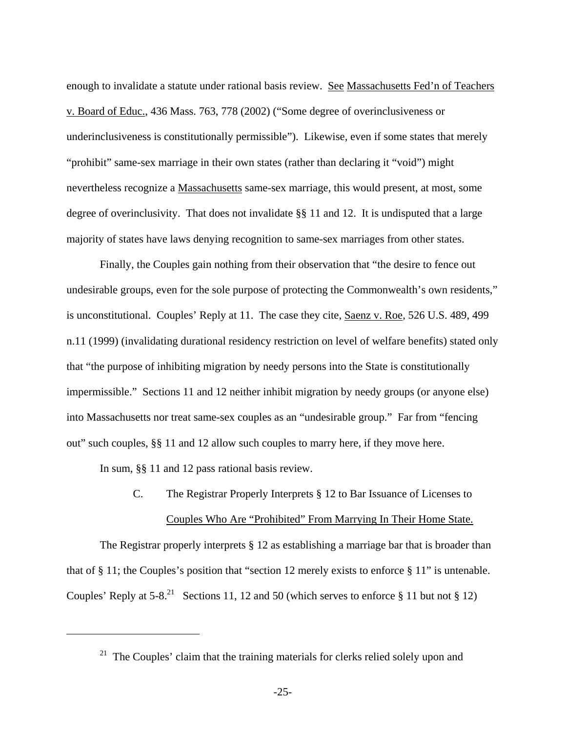enough to invalidate a statute under rational basis review. See Massachusetts Fed'n of Teachers v. Board of Educ., 436 Mass. 763, 778 (2002) ("Some degree of overinclusiveness or underinclusiveness is constitutionally permissible"). Likewise, even if some states that merely "prohibit" same-sex marriage in their own states (rather than declaring it "void") might nevertheless recognize a Massachusetts same-sex marriage, this would present, at most, some degree of overinclusivity. That does not invalidate §§ 11 and 12. It is undisputed that a large majority of states have laws denying recognition to same-sex marriages from other states.

Finally, the Couples gain nothing from their observation that "the desire to fence out undesirable groups, even for the sole purpose of protecting the Commonwealth's own residents," is unconstitutional. Couples' Reply at 11. The case they cite, Saenz v. Roe, 526 U.S. 489, 499 n.11 (1999) (invalidating durational residency restriction on level of welfare benefits) stated only that "the purpose of inhibiting migration by needy persons into the State is constitutionally impermissible." Sections 11 and 12 neither inhibit migration by needy groups (or anyone else) into Massachusetts nor treat same-sex couples as an "undesirable group." Far from "fencing out" such couples, §§ 11 and 12 allow such couples to marry here, if they move here.

In sum, §§ 11 and 12 pass rational basis review.

### C. The Registrar Properly Interprets § 12 to Bar Issuance of Licenses to Couples Who Are "Prohibited" From Marrying In Their Home State.

The Registrar properly interprets § 12 as establishing a marriage bar that is broader than that of § 11; the Couples's position that "section 12 merely exists to enforce § 11" is untenable. Couples' Reply at 5-8.[21] Sections 11, 12 and 50 (which serves to enforce § 11 but not § 12)

---

[21] The Couples' claim that the training materials for clerks relied solely upon and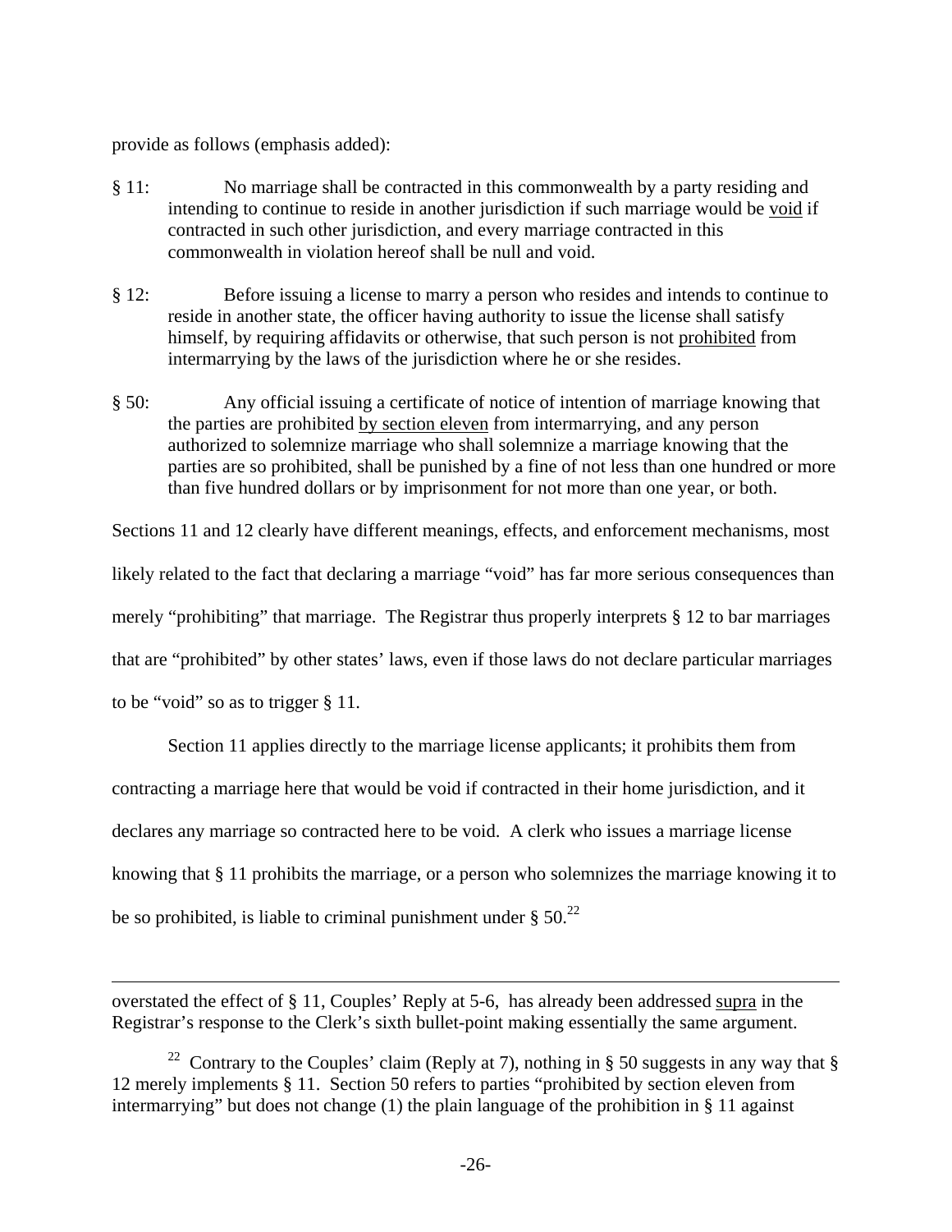provide as follows (emphasis added):

§ 11: No marriage shall be contracted in this commonwealth by a party residing and intending to continue to reside in another jurisdiction if such marriage would be <u>void</u> if contracted in such other jurisdiction, and every marriage contracted in this commonwealth in violation hereof shall be null and void.

§ 12: Before issuing a license to marry a person who resides and intends to continue to reside in another state, the officer having authority to issue the license shall satisfy himself, by requiring affidavits or otherwise, that such person is not <u>prohibited</u> from intermarrying by the laws of the jurisdiction where he or she resides.

§ 50: Any official issuing a certificate of notice of intention of marriage knowing that the parties are prohibited <u>by section eleven</u> from intermarrying, and any person authorized to solemnize marriage who shall solemnize a marriage knowing that the parties are so prohibited, shall be punished by a fine of not less than one hundred or more than five hundred dollars or by imprisonment for not more than one year, or both.

Sections 11 and 12 clearly have different meanings, effects, and enforcement mechanisms, most likely related to the fact that declaring a marriage "void" has far more serious consequences than merely "prohibiting" that marriage. The Registrar thus properly interprets § 12 to bar marriages that are "prohibited" by other states' laws, even if those laws do not declare particular marriages to be "void" so as to trigger § 11.

Section 11 applies directly to the marriage license applicants; it prohibits them from contracting a marriage here that would be void if contracted in their home jurisdiction, and it declares any marriage so contracted here to be void. A clerk who issues a marriage license knowing that § 11 prohibits the marriage, or a person who solemnizes the marriage knowing it to be so prohibited, is liable to criminal punishment under § 50.[22]

---

overstated the effect of § 11, Couples' Reply at 5-6, has already been addressed <u>supra</u> in the Registrar's response to the Clerk's sixth bullet-point making essentially the same argument.

[22] Contrary to the Couples' claim (Reply at 7), nothing in § 50 suggests in any way that § 12 merely implements § 11. Section 50 refers to parties "prohibited by section eleven from intermarrying" but does not change (1) the plain language of the prohibition in § 11 against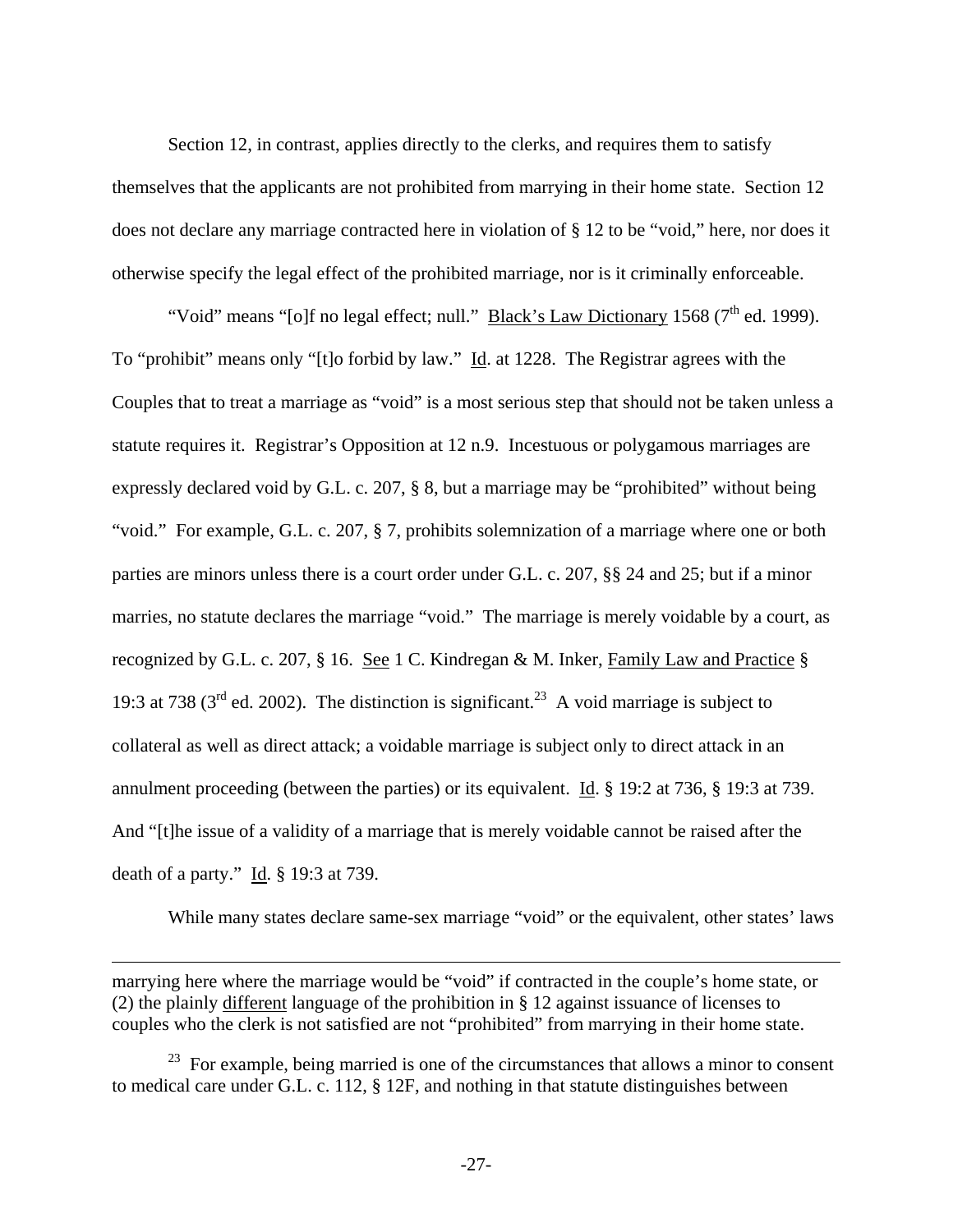Section 12, in contrast, applies directly to the clerks, and requires them to satisfy themselves that the applicants are not prohibited from marrying in their home state. Section 12 does not declare any marriage contracted here in violation of § 12 to be "void," here, nor does it otherwise specify the legal effect of the prohibited marriage, nor is it criminally enforceable.

"Void" means "[o]f no legal effect; null." Black's Law Dictionary 1568 (7th ed. 1999). To "prohibit" means only "[t]o forbid by law." Id. at 1228. The Registrar agrees with the Couples that to treat a marriage as "void" is a most serious step that should not be taken unless a statute requires it. Registrar's Opposition at 12 n.9. Incestuous or polygamous marriages are expressly declared void by G.L. c. 207, § 8, but a marriage may be "prohibited" without being "void." For example, G.L. c. 207, § 7, prohibits solemnization of a marriage where one or both parties are minors unless there is a court order under G.L. c. 207, §§ 24 and 25; but if a minor marries, no statute declares the marriage "void." The marriage is merely voidable by a court, as recognized by G.L. c. 207, § 16. See 1 C. Kindregan & M. Inker, Family Law and Practice § 19:3 at 738 (3rd ed. 2002). The distinction is significant.[23] A void marriage is subject to collateral as well as direct attack; a voidable marriage is subject only to direct attack in an annulment proceeding (between the parties) or its equivalent. Id. § 19:2 at 736, § 19:3 at 739. And "[t]he issue of a validity of a marriage that is merely voidable cannot be raised after the death of a party." Id. § 19:3 at 739.

While many states declare same-sex marriage "void" or the equivalent, other states' laws

---

marrying here where the marriage would be "void" if contracted in the couple's home state, or (2) the plainly different language of the prohibition in § 12 against issuance of licenses to couples who the clerk is not satisfied are not "prohibited" from marrying in their home state.

[23] For example, being married is one of the circumstances that allows a minor to consent to medical care under G.L. c. 112, § 12F, and nothing in that statute distinguishes between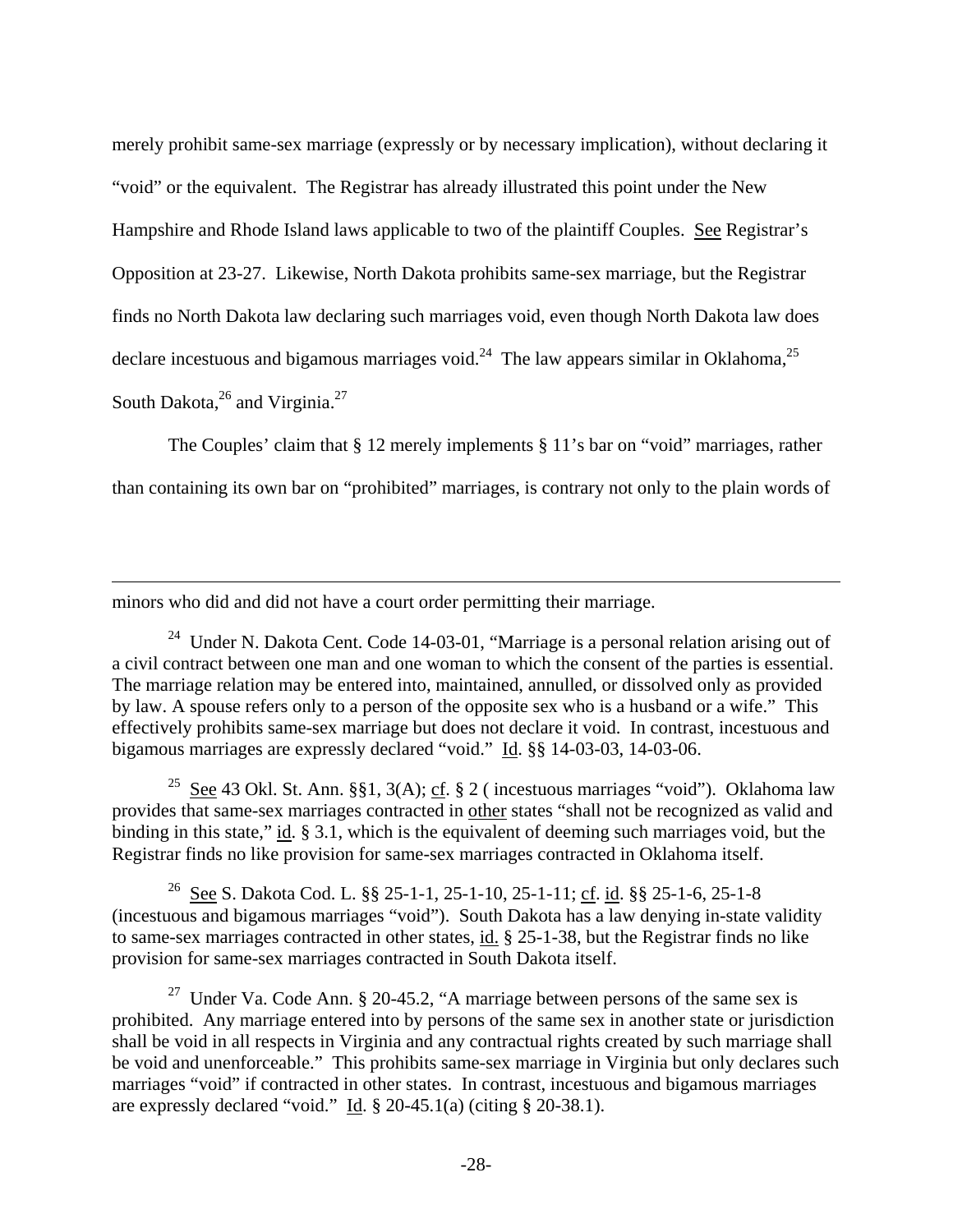merely prohibit same-sex marriage (expressly or by necessary implication), without declaring it "void" or the equivalent. The Registrar has already illustrated this point under the New Hampshire and Rhode Island laws applicable to two of the plaintiff Couples. See Registrar's Opposition at 23-27. Likewise, North Dakota prohibits same-sex marriage, but the Registrar finds no North Dakota law declaring such marriages void, even though North Dakota law does declare incestuous and bigamous marriages void.[24] The law appears similar in Oklahoma,[25] South Dakota,[26] and Virginia.[27]

The Couples' claim that § 12 merely implements § 11's bar on "void" marriages, rather than containing its own bar on "prohibited" marriages, is contrary not only to the plain words of

---

minors who did and did not have a court order permitting their marriage.

[24] Under N. Dakota Cent. Code 14-03-01, "Marriage is a personal relation arising out of a civil contract between one man and one woman to which the consent of the parties is essential. The marriage relation may be entered into, maintained, annulled, or dissolved only as provided by law. A spouse refers only to a person of the opposite sex who is a husband or a wife." This effectively prohibits same-sex marriage but does not declare it void. In contrast, incestuous and bigamous marriages are expressly declared "void." Id. §§ 14-03-03, 14-03-06.

[25] See 43 Okl. St. Ann. §§1, 3(A); cf. § 2 ( incestuous marriages "void"). Oklahoma law provides that same-sex marriages contracted in other states "shall not be recognized as valid and binding in this state," id. § 3.1, which is the equivalent of deeming such marriages void, but the Registrar finds no like provision for same-sex marriages contracted in Oklahoma itself.

[26] See S. Dakota Cod. L. §§ 25-1-1, 25-1-10, 25-1-11; cf. id. §§ 25-1-6, 25-1-8 (incestuous and bigamous marriages "void"). South Dakota has a law denying in-state validity to same-sex marriages contracted in other states, id. § 25-1-38, but the Registrar finds no like provision for same-sex marriages contracted in South Dakota itself.

[27] Under Va. Code Ann. § 20-45.2, "A marriage between persons of the same sex is prohibited. Any marriage entered into by persons of the same sex in another state or jurisdiction shall be void in all respects in Virginia and any contractual rights created by such marriage shall be void and unenforceable." This prohibits same-sex marriage in Virginia but only declares such marriages "void" if contracted in other states. In contrast, incestuous and bigamous marriages are expressly declared "void." Id. § 20-45.1(a) (citing § 20-38.1).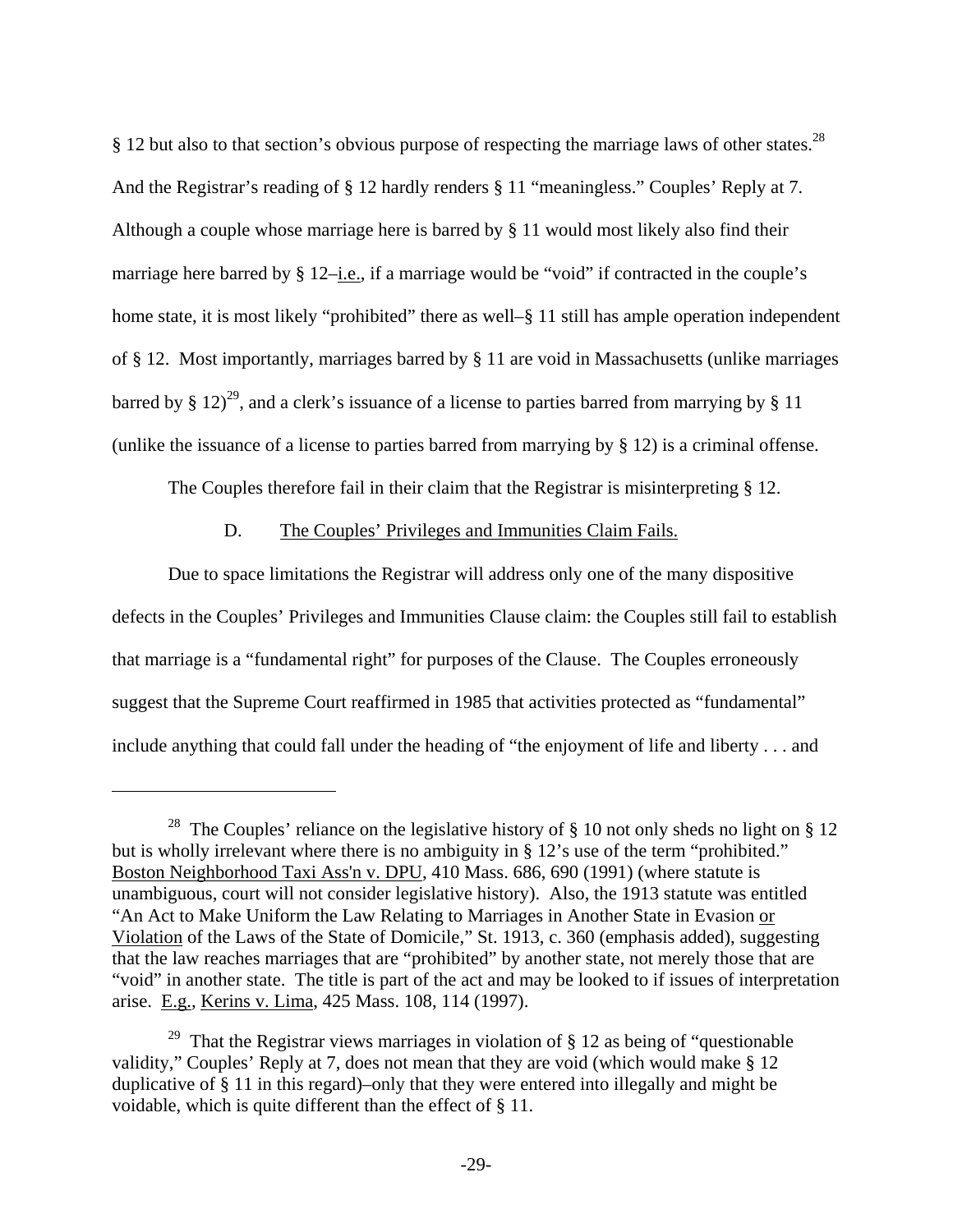§ 12 but also to that section's obvious purpose of respecting the marriage laws of other states.[28] And the Registrar's reading of § 12 hardly renders § 11 "meaningless." Couples' Reply at 7. Although a couple whose marriage here is barred by § 11 would most likely also find their marriage here barred by § 12–i.e., if a marriage would be "void" if contracted in the couple's home state, it is most likely "prohibited" there as well–§ 11 still has ample operation independent of § 12. Most importantly, marriages barred by § 11 are void in Massachusetts (unlike marriages barred by § 12)[29], and a clerk's issuance of a license to parties barred from marrying by § 11 (unlike the issuance of a license to parties barred from marrying by § 12) is a criminal offense.

The Couples therefore fail in their claim that the Registrar is misinterpreting § 12.

### D. The Couples' Privileges and Immunities Claim Fails.

Due to space limitations the Registrar will address only one of the many dispositive defects in the Couples' Privileges and Immunities Clause claim: the Couples still fail to establish that marriage is a "fundamental right" for purposes of the Clause. The Couples erroneously suggest that the Supreme Court reaffirmed in 1985 that activities protected as "fundamental" include anything that could fall under the heading of "the enjoyment of life and liberty . . . and

---

[28] The Couples' reliance on the legislative history of § 10 not only sheds no light on § 12 but is wholly irrelevant where there is no ambiguity in § 12's use of the term "prohibited." Boston Neighborhood Taxi Ass'n v. DPU, 410 Mass. 686, 690 (1991) (where statute is unambiguous, court will not consider legislative history). Also, the 1913 statute was entitled "An Act to Make Uniform the Law Relating to Marriages in Another State in Evasion or Violation of the Laws of the State of Domicile," St. 1913, c. 360 (emphasis added), suggesting that the law reaches marriages that are "prohibited" by another state, not merely those that are "void" in another state. The title is part of the act and may be looked to if issues of interpretation arise. E.g., Kerins v. Lima, 425 Mass. 108, 114 (1997).

[29] That the Registrar views marriages in violation of § 12 as being of "questionable validity," Couples' Reply at 7, does not mean that they are void (which would make § 12 duplicative of § 11 in this regard)–only that they were entered into illegally and might be voidable, which is quite different than the effect of § 11.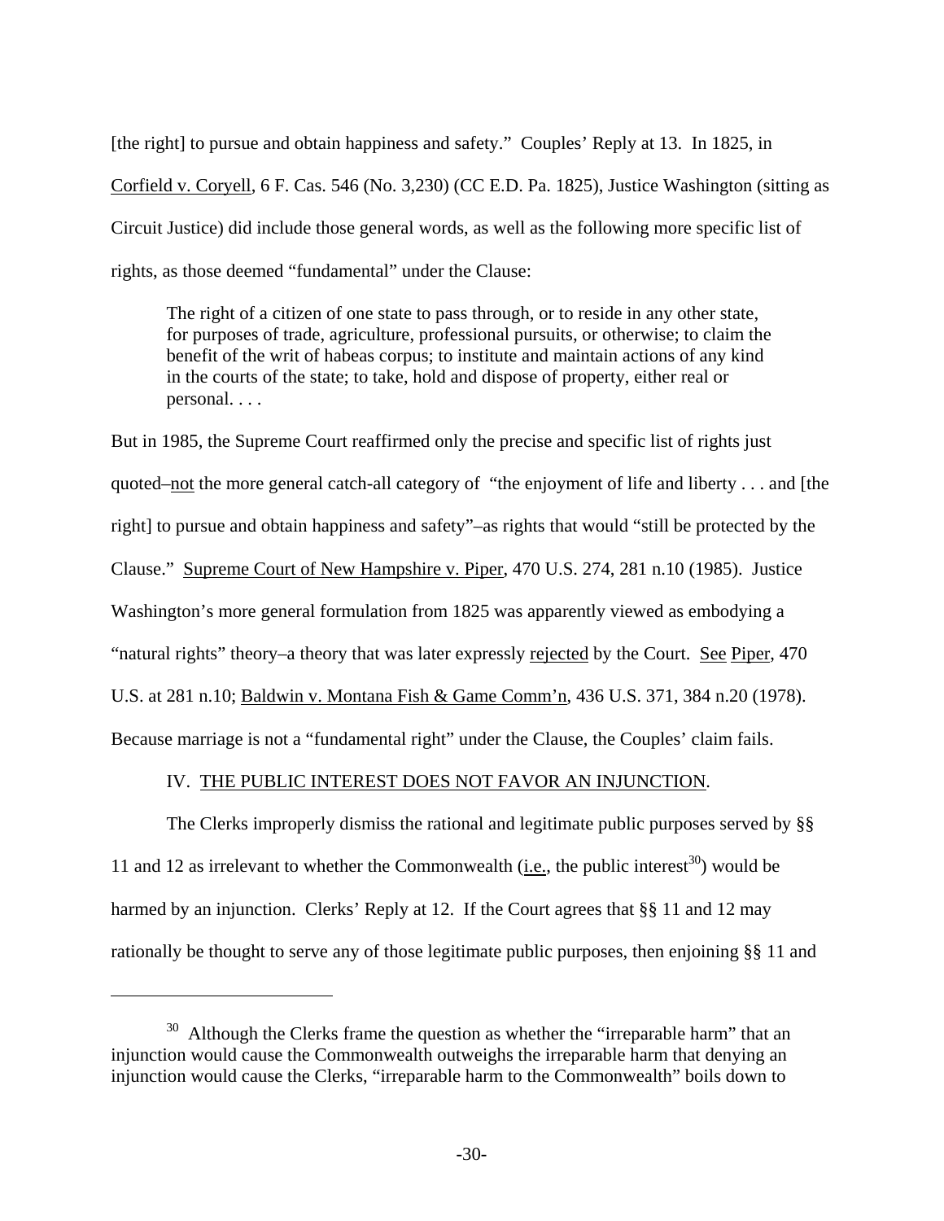[the right] to pursue and obtain happiness and safety." Couples' Reply at 13. In 1825, in Corfield v. Coryell, 6 F. Cas. 546 (No. 3,230) (CC E.D. Pa. 1825), Justice Washington (sitting as Circuit Justice) did include those general words, as well as the following more specific list of rights, as those deemed "fundamental" under the Clause:

> The right of a citizen of one state to pass through, or to reside in any other state, for purposes of trade, agriculture, professional pursuits, or otherwise; to claim the benefit of the writ of habeas corpus; to institute and maintain actions of any kind in the courts of the state; to take, hold and dispose of property, either real or personal. . . .

But in 1985, the Supreme Court reaffirmed only the precise and specific list of rights just quoted–not the more general catch-all category of "the enjoyment of life and liberty . . . and [the right] to pursue and obtain happiness and safety"–as rights that would "still be protected by the Clause." Supreme Court of New Hampshire v. Piper, 470 U.S. 274, 281 n.10 (1985). Justice Washington's more general formulation from 1825 was apparently viewed as embodying a "natural rights" theory–a theory that was later expressly rejected by the Court. See Piper, 470 U.S. at 281 n.10; Baldwin v. Montana Fish & Game Comm'n, 436 U.S. 371, 384 n.20 (1978). Because marriage is not a "fundamental right" under the Clause, the Couples' claim fails.

## IV. THE PUBLIC INTEREST DOES NOT FAVOR AN INJUNCTION.

The Clerks improperly dismiss the rational and legitimate public purposes served by §§ 11 and 12 as irrelevant to whether the Commonwealth (i.e., the public interest[30]) would be harmed by an injunction. Clerks' Reply at 12. If the Court agrees that §§ 11 and 12 may rationally be thought to serve any of those legitimate public purposes, then enjoining §§ 11 and

---

[30] Although the Clerks frame the question as whether the "irreparable harm" that an injunction would cause the Commonwealth outweighs the irreparable harm that denying an injunction would cause the Clerks, "irreparable harm to the Commonwealth" boils down to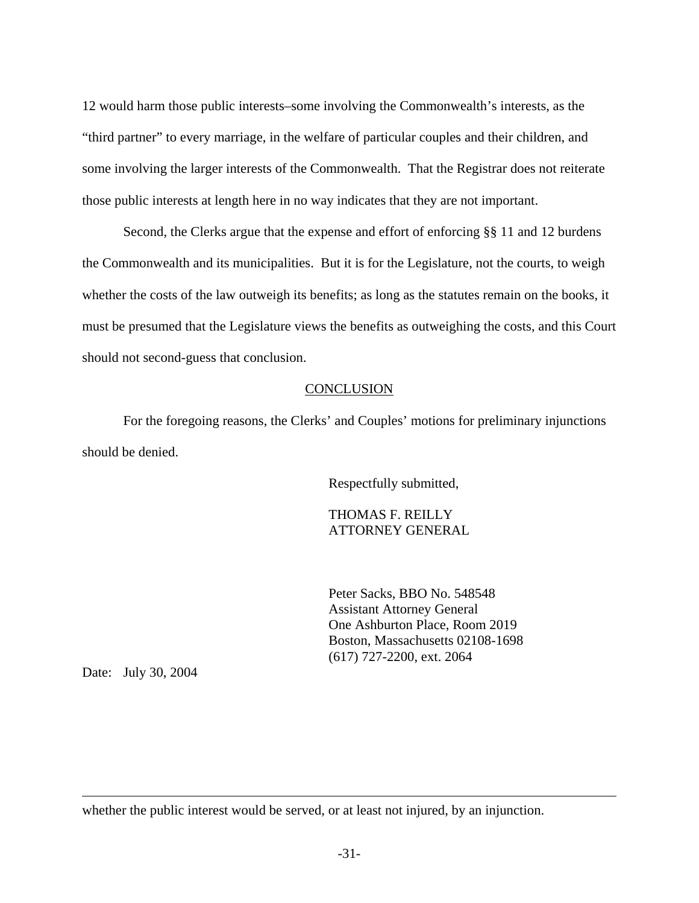12 would harm those public interests–some involving the Commonwealth's interests, as the "third partner" to every marriage, in the welfare of particular couples and their children, and some involving the larger interests of the Commonwealth. That the Registrar does not reiterate those public interests at length here in no way indicates that they are not important.

Second, the Clerks argue that the expense and effort of enforcing §§ 11 and 12 burdens the Commonwealth and its municipalities. But it is for the Legislature, not the courts, to weigh whether the costs of the law outweigh its benefits; as long as the statutes remain on the books, it must be presumed that the Legislature views the benefits as outweighing the costs, and this Court should not second-guess that conclusion.

## CONCLUSION

For the foregoing reasons, the Clerks' and Couples' motions for preliminary injunctions should be denied.

Respectfully submitted,

THOMAS F. REILLY
ATTORNEY GENERAL

Peter Sacks, BBO No. 548548
Assistant Attorney General
One Ashburton Place, Room 2019
Boston, Massachusetts 02108-1698
(617) 727-2200, ext. 2064

Date: July 30, 2004

---

whether the public interest would be served, or at least not injured, by an injunction.